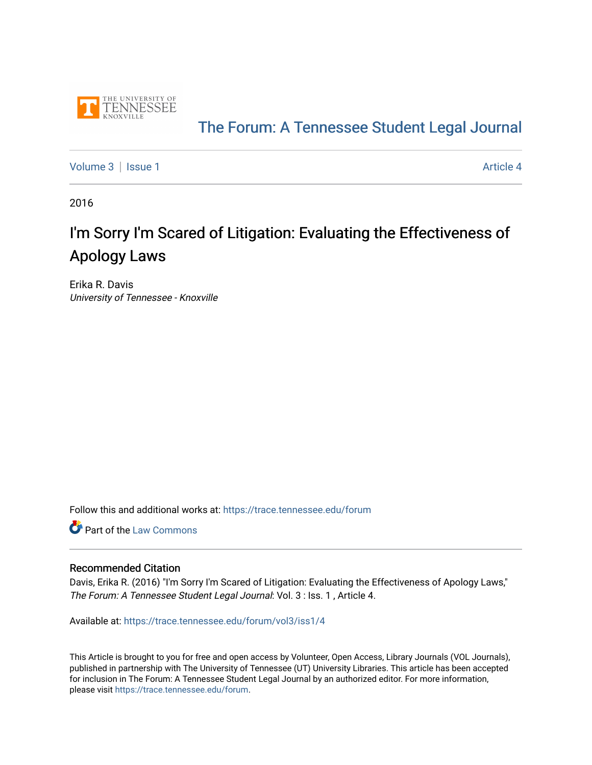# The Forum: A Tennessee Student Legal Journal

Volume 3 | Issue 1 — Article 4

2016

# I'm Sorry I'm Scared of Litigation: Evaluating the Effectiveness of Apology Laws

Erika R. Davis
*University of Tennessee - Knoxville*

Follow this and additional works at: https://trace.tennessee.edu/forum

Part of the Law Commons

## Recommended Citation

Davis, Erika R. (2016) "I'm Sorry I'm Scared of Litigation: Evaluating the Effectiveness of Apology Laws," *The Forum: A Tennessee Student Legal Journal*: Vol. 3 : Iss. 1 , Article 4.

Available at: https://trace.tennessee.edu/forum/vol3/iss1/4

This Article is brought to you for free and open access by Volunteer, Open Access, Library Journals (VOL Journals), published in partnership with The University of Tennessee (UT) University Libraries. This article has been accepted for inclusion in The Forum: A Tennessee Student Legal Journal by an authorized editor. For more information, please visit https://trace.tennessee.edu/forum.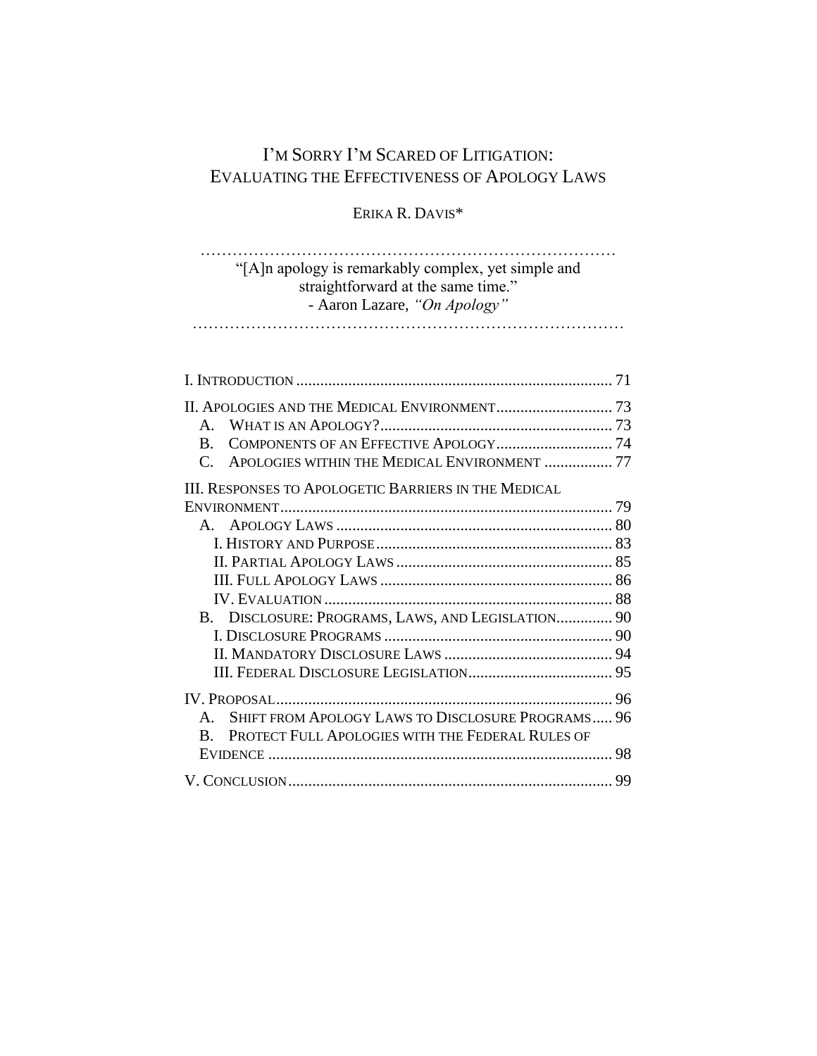# I'M SORRY I'M SCARED OF LITIGATION: EVALUATING THE EFFECTIVENESS OF APOLOGY LAWS

ERIKA R. DAVIS*

…………………………………………………………………….

"[A]n apology is remarkably complex, yet simple and straightforward at the same time."
- Aaron Lazare, *"On Apology"*

…………………………………………………………………….

I. INTRODUCTION ............................................................................... 71

II. APOLOGIES AND THE MEDICAL ENVIRONMENT............................. 73
- A. WHAT IS AN APOLOGY?.......................................................... 73
- B. COMPONENTS OF AN EFFECTIVE APOLOGY............................. 74
- C. APOLOGIES WITHIN THE MEDICAL ENVIRONMENT ................. 77

III. RESPONSES TO APOLOGETIC BARRIERS IN THE MEDICAL ENVIRONMENT.................................................................................. 79
- A. APOLOGY LAWS ..................................................................... 80
  - I. HISTORY AND PURPOSE........................................................... 83
  - II. PARTIAL APOLOGY LAWS...................................................... 85
  - III. FULL APOLOGY LAWS .......................................................... 86
  - IV. EVALUATION ........................................................................ 88
- B. DISCLOSURE: PROGRAMS, LAWS, AND LEGISLATION.............. 90
  - I. DISCLOSURE PROGRAMS ......................................................... 90
  - II. MANDATORY DISCLOSURE LAWS .......................................... 94
  - III. FEDERAL DISCLOSURE LEGISLATION.................................... 95

IV. PROPOSAL.................................................................................... 96
- A. SHIFT FROM APOLOGY LAWS TO DISCLOSURE PROGRAMS..... 96
- B. PROTECT FULL APOLOGIES WITH THE FEDERAL RULES OF EVIDENCE ...................................................................................... 98

V. CONCLUSION................................................................................. 99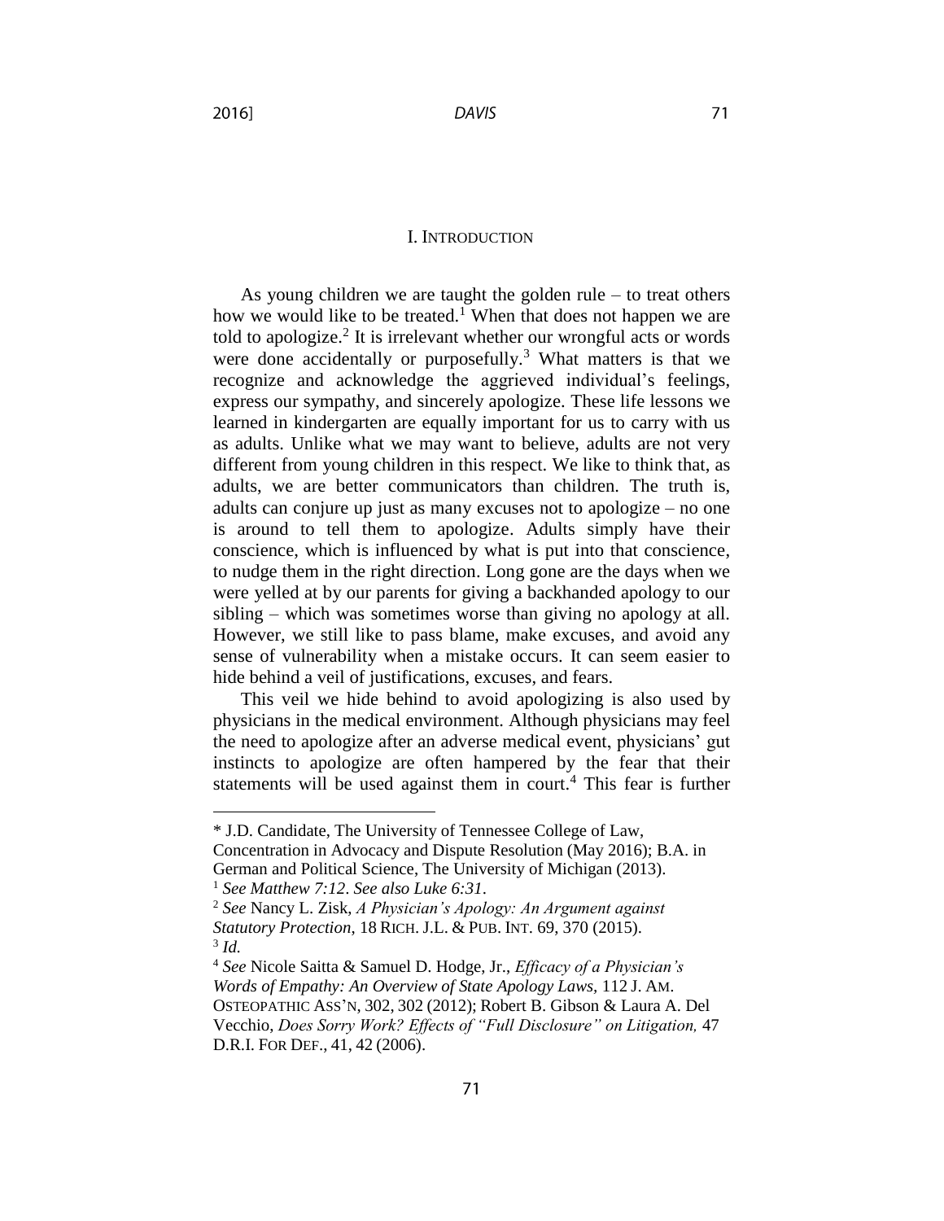## I. Introduction

As young children we are taught the golden rule – to treat others how we would like to be treated.[1] When that does not happen we are told to apologize.[2] It is irrelevant whether our wrongful acts or words were done accidentally or purposefully.[3] What matters is that we recognize and acknowledge the aggrieved individual's feelings, express our sympathy, and sincerely apologize. These life lessons we learned in kindergarten are equally important for us to carry with us as adults. Unlike what we may want to believe, adults are not very different from young children in this respect. We like to think that, as adults, we are better communicators than children. The truth is, adults can conjure up just as many excuses not to apologize – no one is around to tell them to apologize. Adults simply have their conscience, which is influenced by what is put into that conscience, to nudge them in the right direction. Long gone are the days when we were yelled at by our parents for giving a backhanded apology to our sibling – which was sometimes worse than giving no apology at all. However, we still like to pass blame, make excuses, and avoid any sense of vulnerability when a mistake occurs. It can seem easier to hide behind a veil of justifications, excuses, and fears.

This veil we hide behind to avoid apologizing is also used by physicians in the medical environment. Although physicians may feel the need to apologize after an adverse medical event, physicians' gut instincts to apologize are often hampered by the fear that their statements will be used against them in court.[4] This fear is further

---

\* J.D. Candidate, The University of Tennessee College of Law, Concentration in Advocacy and Dispute Resolution (May 2016); B.A. in German and Political Science, The University of Michigan (2013).

[1] *See Matthew 7:12*. *See also Luke 6:31*.

[2] *See* Nancy L. Zisk, *A Physician's Apology: An Argument against Statutory Protection*, 18 RICH. J.L. & PUB. INT. 69, 370 (2015).

[3] *Id.*

[4] *See* Nicole Saitta & Samuel D. Hodge, Jr., *Efficacy of a Physician's Words of Empathy: An Overview of State Apology Laws*, 112 J. AM. OSTEOPATHIC ASS'N, 302, 302 (2012); Robert B. Gibson & Laura A. Del Vecchio, *Does Sorry Work? Effects of "Full Disclosure" on Litigation,* 47 D.R.I. FOR DEF., 41, 42 (2006).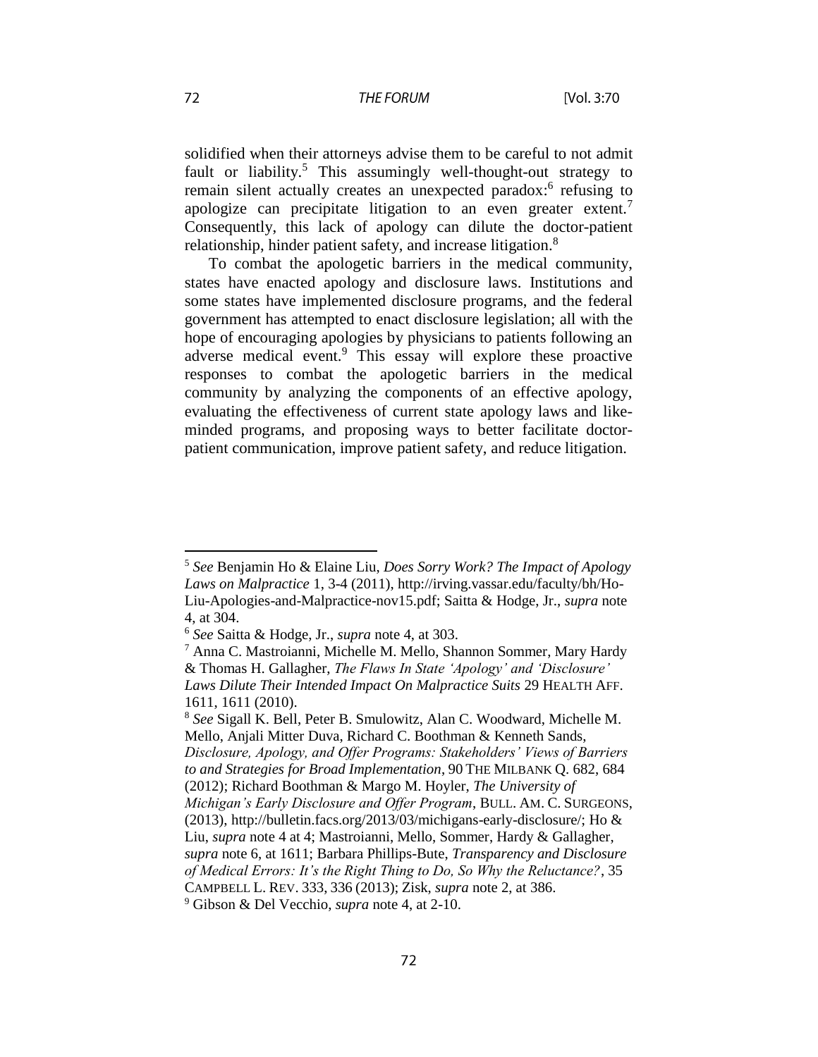solidified when their attorneys advise them to be careful to not admit fault or liability.[5] This assumingly well-thought-out strategy to remain silent actually creates an unexpected paradox:[6] refusing to apologize can precipitate litigation to an even greater extent.[7] Consequently, this lack of apology can dilute the doctor-patient relationship, hinder patient safety, and increase litigation.[8]

To combat the apologetic barriers in the medical community, states have enacted apology and disclosure laws. Institutions and some states have implemented disclosure programs, and the federal government has attempted to enact disclosure legislation; all with the hope of encouraging apologies by physicians to patients following an adverse medical event.[9] This essay will explore these proactive responses to combat the apologetic barriers in the medical community by analyzing the components of an effective apology, evaluating the effectiveness of current state apology laws and like-minded programs, and proposing ways to better facilitate doctor-patient communication, improve patient safety, and reduce litigation.

---

[5] *See* Benjamin Ho & Elaine Liu, *Does Sorry Work? The Impact of Apology Laws on Malpractice* 1, 3-4 (2011), http://irving.vassar.edu/faculty/bh/Ho-Liu-Apologies-and-Malpractice-nov15.pdf; Saitta & Hodge, Jr., *supra* note 4, at 304.

[6] *See* Saitta & Hodge, Jr., *supra* note 4, at 303.

[7] Anna C. Mastroianni, Michelle M. Mello, Shannon Sommer, Mary Hardy & Thomas H. Gallagher, *The Flaws In State 'Apology' and 'Disclosure' Laws Dilute Their Intended Impact On Malpractice Suits* 29 HEALTH AFF. 1611, 1611 (2010).

[8] *See* Sigall K. Bell, Peter B. Smulowitz, Alan C. Woodward, Michelle M. Mello, Anjali Mitter Duva, Richard C. Boothman & Kenneth Sands, *Disclosure, Apology, and Offer Programs: Stakeholders' Views of Barriers to and Strategies for Broad Implementation*, 90 THE MILBANK Q. 682, 684 (2012); Richard Boothman & Margo M. Hoyler, *The University of Michigan's Early Disclosure and Offer Program*, BULL. AM. C. SURGEONS, (2013), http://bulletin.facs.org/2013/03/michigans-early-disclosure/; Ho & Liu, *supra* note 4 at 4; Mastroianni, Mello, Sommer, Hardy & Gallagher, *supra* note 6, at 1611; Barbara Phillips-Bute, *Transparency and Disclosure of Medical Errors: It's the Right Thing to Do, So Why the Reluctance?*, 35 CAMPBELL L. REV. 333, 336 (2013); Zisk, *supra* note 2, at 386.

[9] Gibson & Del Vecchio, *supra* note 4, at 2-10.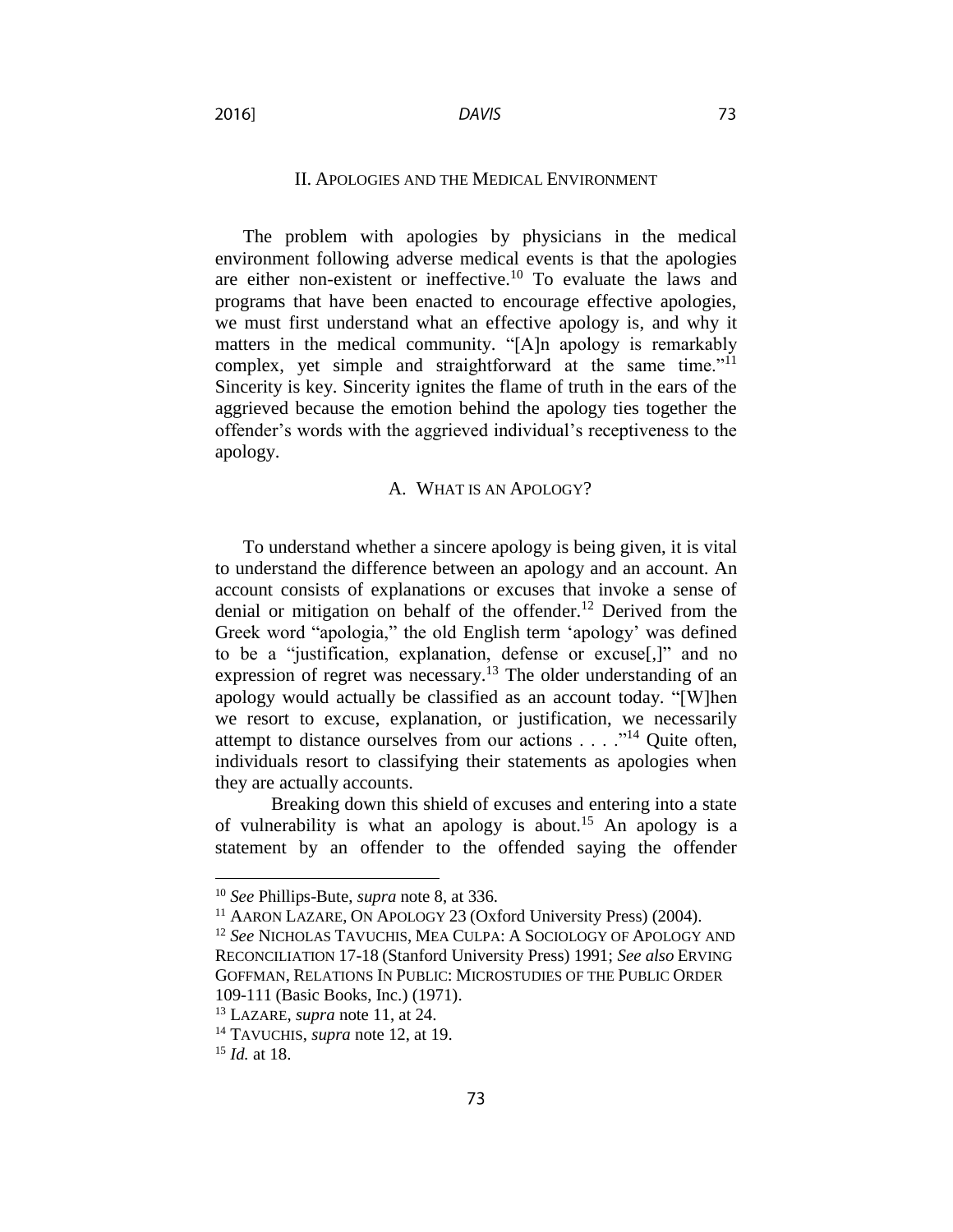## II. APOLOGIES AND THE MEDICAL ENVIRONMENT

The problem with apologies by physicians in the medical environment following adverse medical events is that the apologies are either non-existent or ineffective.[10] To evaluate the laws and programs that have been enacted to encourage effective apologies, we must first understand what an effective apology is, and why it matters in the medical community. "[A]n apology is remarkably complex, yet simple and straightforward at the same time."[11] Sincerity is key. Sincerity ignites the flame of truth in the ears of the aggrieved because the emotion behind the apology ties together the offender's words with the aggrieved individual's receptiveness to the apology.

### A. WHAT IS AN APOLOGY?

To understand whether a sincere apology is being given, it is vital to understand the difference between an apology and an account. An account consists of explanations or excuses that invoke a sense of denial or mitigation on behalf of the offender.[12] Derived from the Greek word "apologia," the old English term 'apology' was defined to be a "justification, explanation, defense or excuse[,]" and no expression of regret was necessary.[13] The older understanding of an apology would actually be classified as an account today. "[W]hen we resort to excuse, explanation, or justification, we necessarily attempt to distance ourselves from our actions . . . ."[14] Quite often, individuals resort to classifying their statements as apologies when they are actually accounts.

Breaking down this shield of excuses and entering into a state of vulnerability is what an apology is about.[15] An apology is a statement by an offender to the offended saying the offender

---

[10] *See* Phillips-Bute, *supra* note 8, at 336.

[11] AARON LAZARE, ON APOLOGY 23 (Oxford University Press) (2004).

[12] *See* NICHOLAS TAVUCHIS, MEA CULPA: A SOCIOLOGY OF APOLOGY AND RECONCILIATION 17-18 (Stanford University Press) 1991; *See also* ERVING GOFFMAN, RELATIONS IN PUBLIC: MICROSTUDIES OF THE PUBLIC ORDER 109-111 (Basic Books, Inc.) (1971).

[13] LAZARE, *supra* note 11, at 24.

[14] TAVUCHIS, *supra* note 12, at 19.

[15] *Id.* at 18.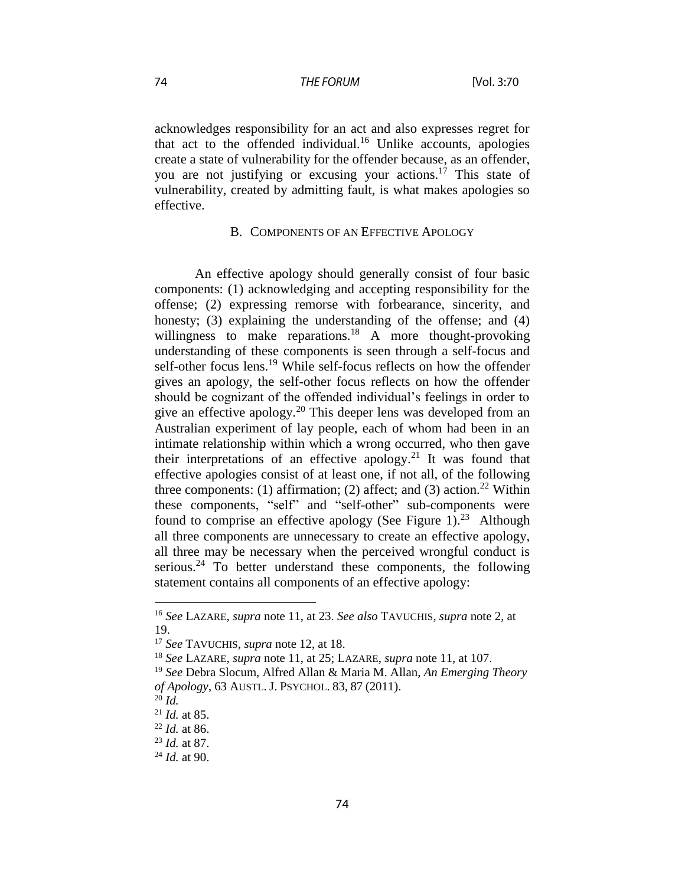acknowledges responsibility for an act and also expresses regret for that act to the offended individual.[16] Unlike accounts, apologies create a state of vulnerability for the offender because, as an offender, you are not justifying or excusing your actions.[17] This state of vulnerability, created by admitting fault, is what makes apologies so effective.

### B. COMPONENTS OF AN EFFECTIVE APOLOGY

An effective apology should generally consist of four basic components: (1) acknowledging and accepting responsibility for the offense; (2) expressing remorse with forbearance, sincerity, and honesty; (3) explaining the understanding of the offense; and (4) willingness to make reparations.[18] A more thought-provoking understanding of these components is seen through a self-focus and self-other focus lens.[19] While self-focus reflects on how the offender gives an apology, the self-other focus reflects on how the offender should be cognizant of the offended individual's feelings in order to give an effective apology.[20] This deeper lens was developed from an Australian experiment of lay people, each of whom had been in an intimate relationship within which a wrong occurred, who then gave their interpretations of an effective apology.[21] It was found that effective apologies consist of at least one, if not all, of the following three components: (1) affirmation; (2) affect; and (3) action.[22] Within these components, "self" and "self-other" sub-components were found to comprise an effective apology (See Figure 1).[23] Although all three components are unnecessary to create an effective apology, all three may be necessary when the perceived wrongful conduct is serious.[24] To better understand these components, the following statement contains all components of an effective apology:

---

[16] *See* LAZARE, *supra* note 11, at 23. *See also* TAVUCHIS, *supra* note 2, at 19.

[17] *See* TAVUCHIS, *supra* note 12, at 18.

[18] *See* LAZARE, *supra* note 11, at 25; LAZARE, *supra* note 11, at 107.

[19] *See* Debra Slocum, Alfred Allan & Maria M. Allan, *An Emerging Theory of Apology*, 63 AUSTL. J. PSYCHOL. 83, 87 (2011).

[20] *Id.*

[21] *Id.* at 85.

[22] *Id.* at 86.

[23] *Id.* at 87.

[24] *Id.* at 90.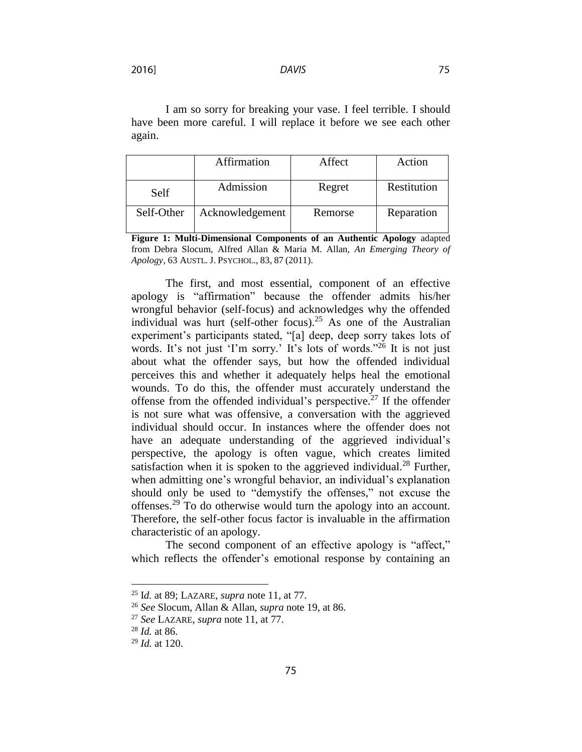I am so sorry for breaking your vase. I feel terrible. I should have been more careful. I will replace it before we see each other again.

| | Affirmation | Affect | Action |
|---|---|---|---|
| Self | Admission | Regret | Restitution |
| Self-Other | Acknowledgement | Remorse | Reparation |

**Figure 1: Multi-Dimensional Components of an Authentic Apology** adapted from Debra Slocum, Alfred Allan & Maria M. Allan, *An Emerging Theory of Apology*, 63 AUSTL. J. PSYCHOL., 83, 87 (2011).

The first, and most essential, component of an effective apology is "affirmation" because the offender admits his/her wrongful behavior (self-focus) and acknowledges why the offended individual was hurt (self-other focus).[25] As one of the Australian experiment's participants stated, "[a] deep, deep sorry takes lots of words. It's not just 'I'm sorry.' It's lots of words."[26] It is not just about what the offender says, but how the offended individual perceives this and whether it adequately helps heal the emotional wounds. To do this, the offender must accurately understand the offense from the offended individual's perspective.[27] If the offender is not sure what was offensive, a conversation with the aggrieved individual should occur. In instances where the offender does not have an adequate understanding of the aggrieved individual's perspective, the apology is often vague, which creates limited satisfaction when it is spoken to the aggrieved individual.[28] Further, when admitting one's wrongful behavior, an individual's explanation should only be used to "demystify the offenses," not excuse the offenses.[29] To do otherwise would turn the apology into an account. Therefore, the self-other focus factor is invaluable in the affirmation characteristic of an apology.

The second component of an effective apology is "affect," which reflects the offender's emotional response by containing an

---

[25] I*d.* at 89; LAZARE, *supra* note 11, at 77.

[26] *See* Slocum, Allan & Allan, *supra* note 19, at 86.

[27] *See* LAZARE, *supra* note 11, at 77.

[28] *Id.* at 86.

[29] *Id.* at 120.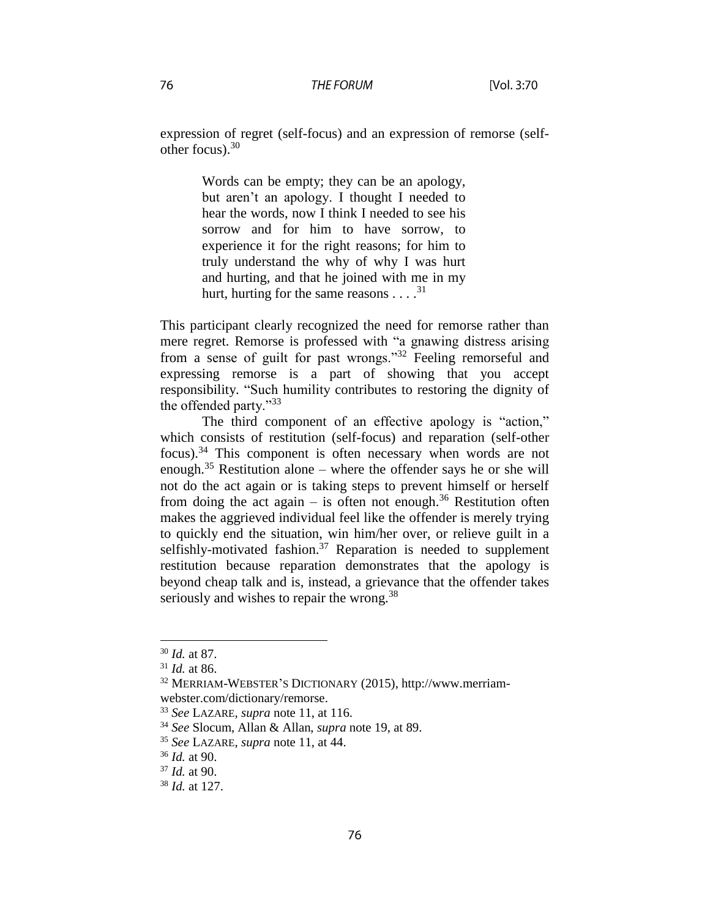expression of regret (self-focus) and an expression of remorse (self-other focus).[30]

> Words can be empty; they can be an apology, but aren't an apology. I thought I needed to hear the words, now I think I needed to see his sorrow and for him to have sorrow, to experience it for the right reasons; for him to truly understand the why of why I was hurt and hurting, and that he joined with me in my hurt, hurting for the same reasons . . . .[31]

This participant clearly recognized the need for remorse rather than mere regret. Remorse is professed with "a gnawing distress arising from a sense of guilt for past wrongs."[32] Feeling remorseful and expressing remorse is a part of showing that you accept responsibility. "Such humility contributes to restoring the dignity of the offended party."[33]

The third component of an effective apology is "action," which consists of restitution (self-focus) and reparation (self-other focus).[34] This component is often necessary when words are not enough.[35] Restitution alone – where the offender says he or she will not do the act again or is taking steps to prevent himself or herself from doing the act again – is often not enough.[36] Restitution often makes the aggrieved individual feel like the offender is merely trying to quickly end the situation, win him/her over, or relieve guilt in a selfishly-motivated fashion.[37] Reparation is needed to supplement restitution because reparation demonstrates that the apology is beyond cheap talk and is, instead, a grievance that the offender takes seriously and wishes to repair the wrong.[38]

---

[30] *Id.* at 87.

[31] *Id.* at 86.

[32] MERRIAM-WEBSTER'S DICTIONARY (2015), http://www.merriam-webster.com/dictionary/remorse.

[33] *See* LAZARE, *supra* note 11, at 116.

[34] *See* Slocum, Allan & Allan, *supra* note 19, at 89.

[35] *See* LAZARE, *supra* note 11, at 44.

[36] *Id.* at 90.

[37] *Id.* at 90.

[38] *Id.* at 127.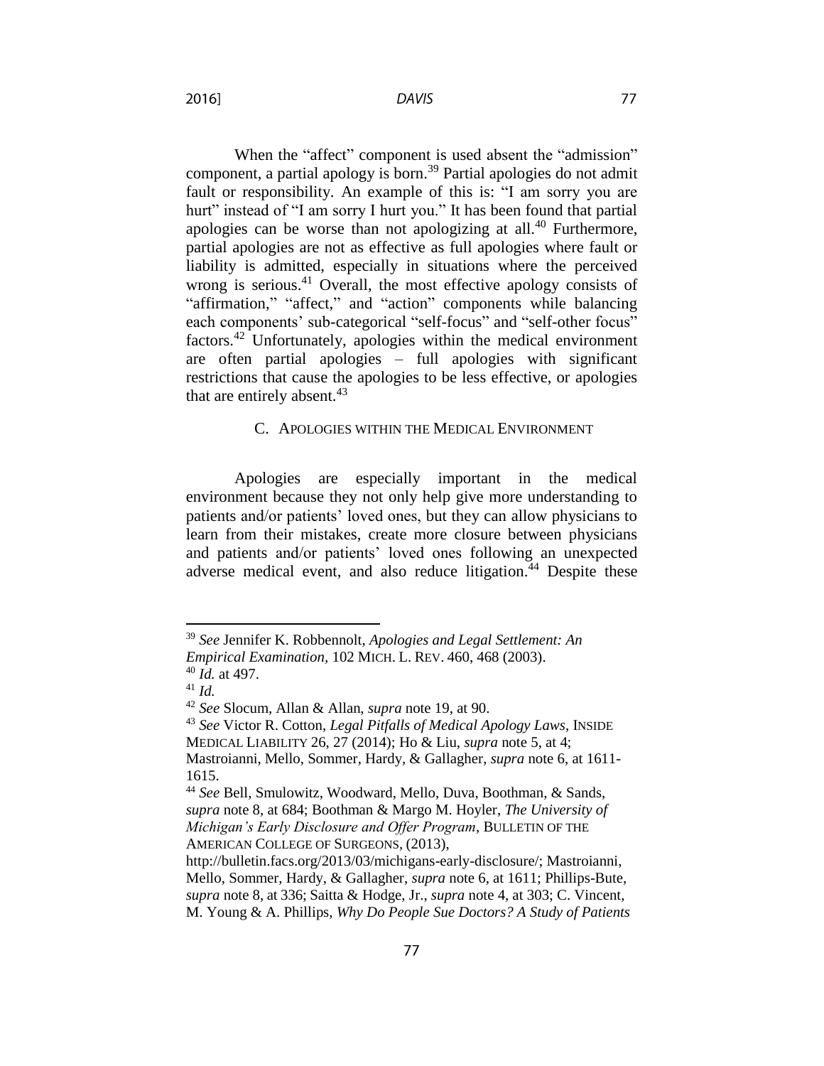When the "affect" component is used absent the "admission" component, a partial apology is born.[39] Partial apologies do not admit fault or responsibility. An example of this is: "I am sorry you are hurt" instead of "I am sorry I hurt you." It has been found that partial apologies can be worse than not apologizing at all.[40] Furthermore, partial apologies are not as effective as full apologies where fault or liability is admitted, especially in situations where the perceived wrong is serious.[41] Overall, the most effective apology consists of "affirmation," "affect," and "action" components while balancing each components' sub-categorical "self-focus" and "self-other focus" factors.[42] Unfortunately, apologies within the medical environment are often partial apologies – full apologies with significant restrictions that cause the apologies to be less effective, or apologies that are entirely absent.[43]

### C. Apologies within the Medical Environment

Apologies are especially important in the medical environment because they not only help give more understanding to patients and/or patients' loved ones, but they can allow physicians to learn from their mistakes, create more closure between physicians and patients and/or patients' loved ones following an unexpected adverse medical event, and also reduce litigation.[44] Despite these

---

[39] *See* Jennifer K. Robbennolt, *Apologies and Legal Settlement: An Empirical Examination*, 102 MICH. L. REV. 460, 468 (2003).

[40] *Id.* at 497.

[41] *Id.*

[42] *See* Slocum, Allan & Allan, *supra* note 19, at 90.

[43] *See* Victor R. Cotton, *Legal Pitfalls of Medical Apology Laws*, INSIDE MEDICAL LIABILITY 26, 27 (2014); Ho & Liu, *supra* note 5, at 4; Mastroianni, Mello, Sommer, Hardy, & Gallagher, *supra* note 6, at 1611-1615.

[44] *See* Bell, Smulowitz, Woodward, Mello, Duva, Boothman, & Sands, *supra* note 8, at 684; Boothman & Margo M. Hoyler, *The University of Michigan's Early Disclosure and Offer Program*, BULLETIN OF THE AMERICAN COLLEGE OF SURGEONS, (2013), http://bulletin.facs.org/2013/03/michigans-early-disclosure/; Mastroianni, Mello, Sommer, Hardy, & Gallagher, *supra* note 6, at 1611; Phillips-Bute, *supra* note 8, at 336; Saitta & Hodge, Jr., *supra* note 4, at 303; C. Vincent, M. Young & A. Phillips, *Why Do People Sue Doctors? A Study of Patients*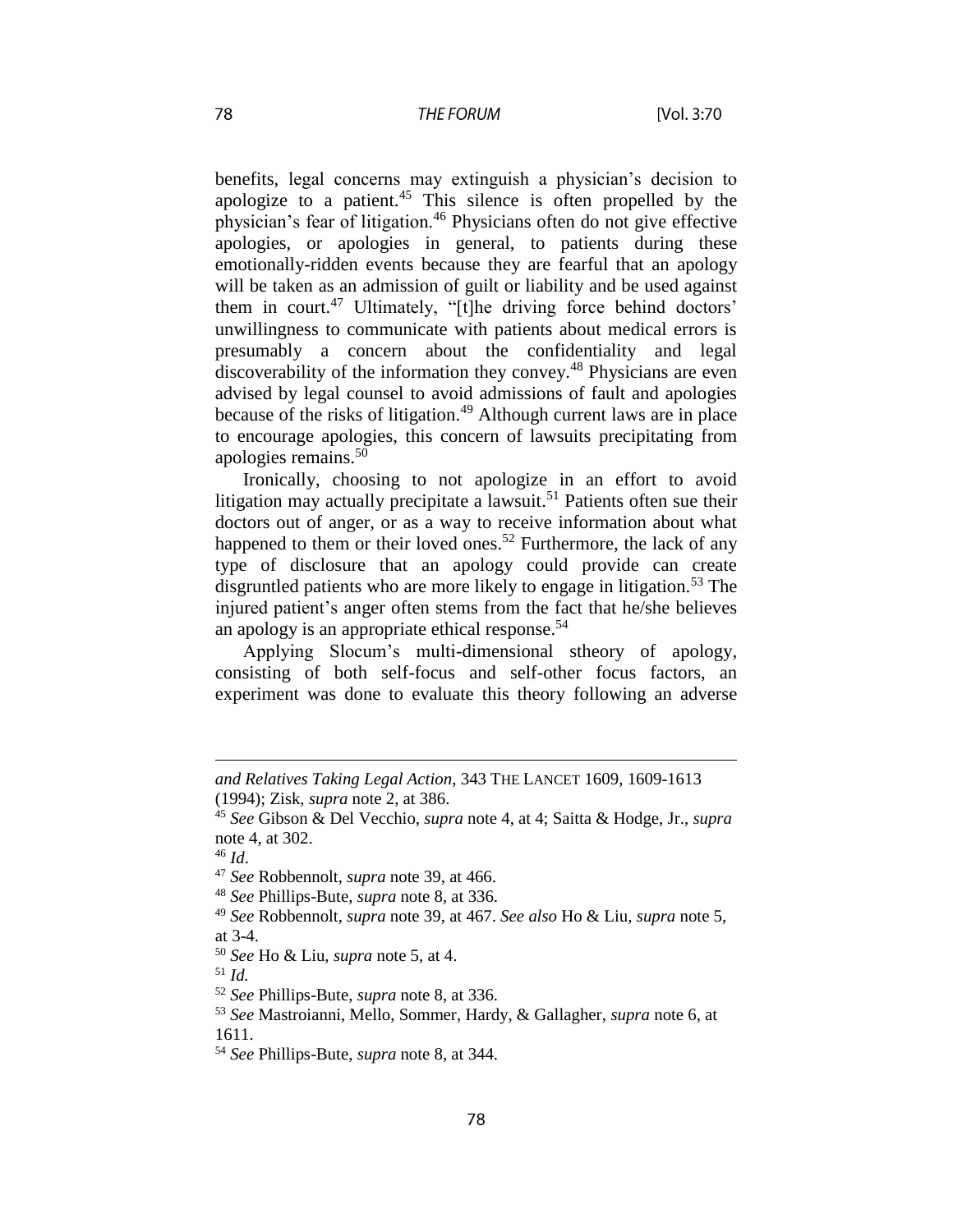benefits, legal concerns may extinguish a physician's decision to apologize to a patient.[45] This silence is often propelled by the physician's fear of litigation.[46] Physicians often do not give effective apologies, or apologies in general, to patients during these emotionally-ridden events because they are fearful that an apology will be taken as an admission of guilt or liability and be used against them in court.[47] Ultimately, "[t]he driving force behind doctors' unwillingness to communicate with patients about medical errors is presumably a concern about the confidentiality and legal discoverability of the information they convey.[48] Physicians are even advised by legal counsel to avoid admissions of fault and apologies because of the risks of litigation.[49] Although current laws are in place to encourage apologies, this concern of lawsuits precipitating from apologies remains.[50]

Ironically, choosing to not apologize in an effort to avoid litigation may actually precipitate a lawsuit.[51] Patients often sue their doctors out of anger, or as a way to receive information about what happened to them or their loved ones.[52] Furthermore, the lack of any type of disclosure that an apology could provide can create disgruntled patients who are more likely to engage in litigation.[53] The injured patient's anger often stems from the fact that he/she believes an apology is an appropriate ethical response.[54]

Applying Slocum's multi-dimensional stheory of apology, consisting of both self-focus and self-other focus factors, an experiment was done to evaluate this theory following an adverse

---

*and Relatives Taking Legal Action*, 343 THE LANCET 1609, 1609-1613 (1994); Zisk, *supra* note 2, at 386.

[45] *See* Gibson & Del Vecchio, *supra* note 4, at 4; Saitta & Hodge, Jr., *supra* note 4, at 302.

[46] *Id*.

[47] *See* Robbennolt, *supra* note 39, at 466.

[48] *See* Phillips-Bute, *supra* note 8, at 336.

[49] *See* Robbennolt, *supra* note 39, at 467. *See also* Ho & Liu, *supra* note 5, at 3-4.

[50] *See* Ho & Liu, *supra* note 5, at 4.

[51] *Id.*

[52] *See* Phillips-Bute, *supra* note 8, at 336.

[53] *See* Mastroianni, Mello, Sommer, Hardy, & Gallagher, *supra* note 6, at 1611.

[54] *See* Phillips-Bute, *supra* note 8, at 344.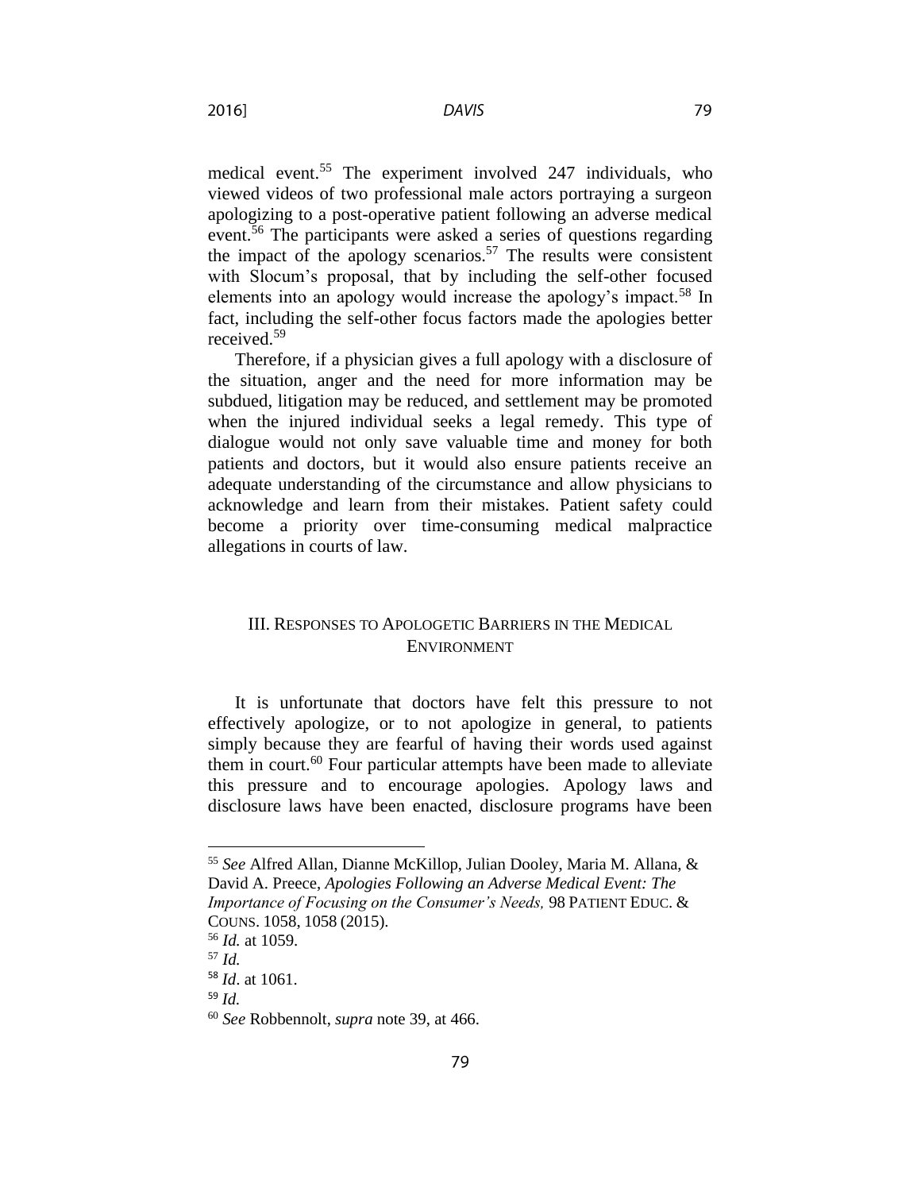medical event.[55] The experiment involved 247 individuals, who viewed videos of two professional male actors portraying a surgeon apologizing to a post-operative patient following an adverse medical event.[56] The participants were asked a series of questions regarding the impact of the apology scenarios.[57] The results were consistent with Slocum's proposal, that by including the self-other focused elements into an apology would increase the apology's impact.[58] In fact, including the self-other focus factors made the apologies better received.[59]

Therefore, if a physician gives a full apology with a disclosure of the situation, anger and the need for more information may be subdued, litigation may be reduced, and settlement may be promoted when the injured individual seeks a legal remedy. This type of dialogue would not only save valuable time and money for both patients and doctors, but it would also ensure patients receive an adequate understanding of the circumstance and allow physicians to acknowledge and learn from their mistakes. Patient safety could become a priority over time-consuming medical malpractice allegations in courts of law.

## III. RESPONSES TO APOLOGETIC BARRIERS IN THE MEDICAL ENVIRONMENT

It is unfortunate that doctors have felt this pressure to not effectively apologize, or to not apologize in general, to patients simply because they are fearful of having their words used against them in court.[60] Four particular attempts have been made to alleviate this pressure and to encourage apologies. Apology laws and disclosure laws have been enacted, disclosure programs have been

---

[55] *See* Alfred Allan, Dianne McKillop, Julian Dooley, Maria M. Allana, & David A. Preece, *Apologies Following an Adverse Medical Event: The Importance of Focusing on the Consumer's Needs,* 98 PATIENT EDUC. & COUNS. 1058, 1058 (2015).

[56] *Id.* at 1059.

[57] *Id.*

[58] *Id*. at 1061.

[59] *Id.*

[60] *See* Robbennolt, *supra* note 39, at 466.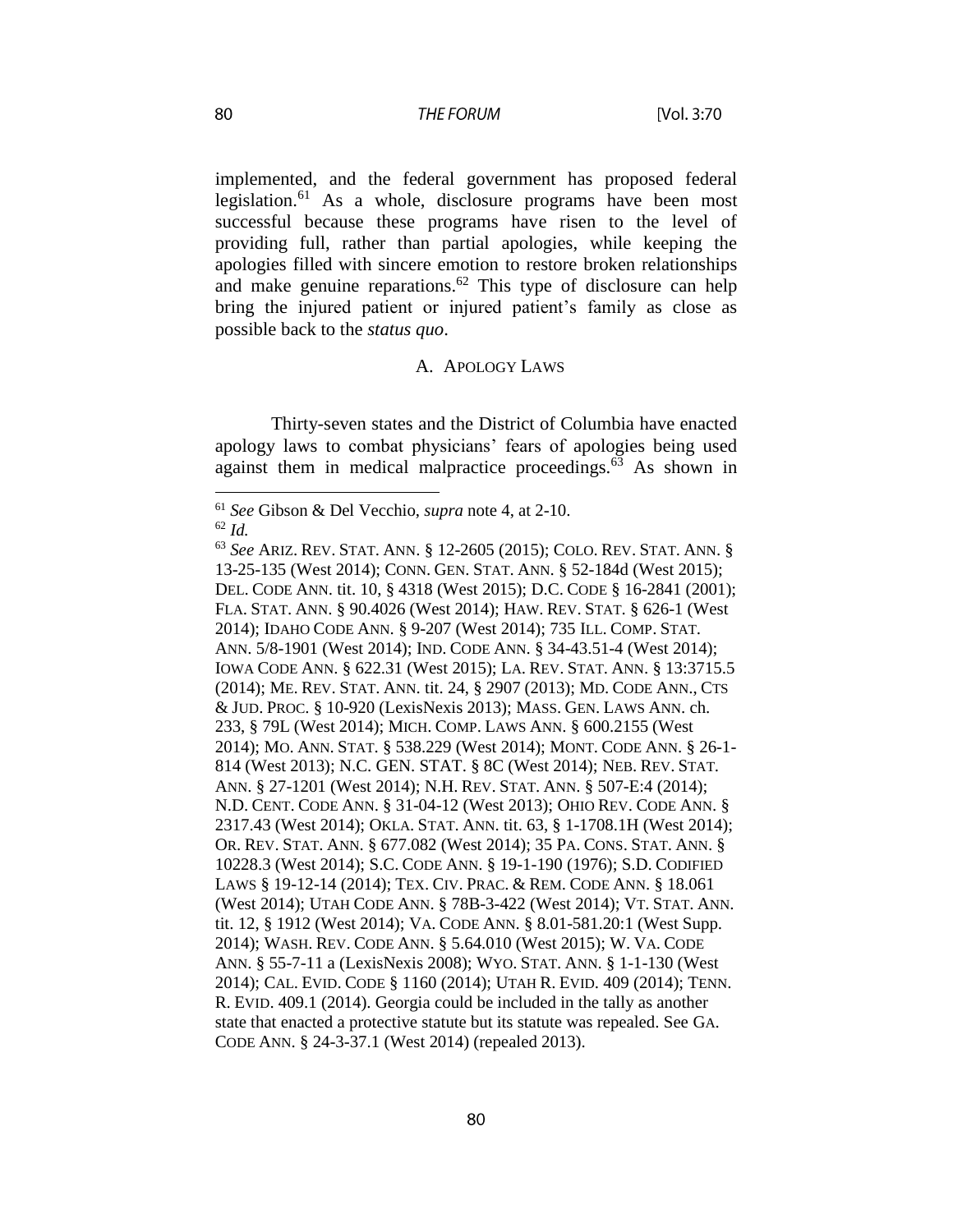implemented, and the federal government has proposed federal legislation.[61] As a whole, disclosure programs have been most successful because these programs have risen to the level of providing full, rather than partial apologies, while keeping the apologies filled with sincere emotion to restore broken relationships and make genuine reparations.[62] This type of disclosure can help bring the injured patient or injured patient's family as close as possible back to the *status quo*.

## A. Apology Laws

Thirty-seven states and the District of Columbia have enacted apology laws to combat physicians' fears of apologies being used against them in medical malpractice proceedings.[63] As shown in

---

[61] *See* Gibson & Del Vecchio, *supra* note 4, at 2-10.

[62] *Id.*

[63] *See* ARIZ. REV. STAT. ANN. § 12-2605 (2015); COLO. REV. STAT. ANN. § 13-25-135 (West 2014); CONN. GEN. STAT. ANN. § 52-184d (West 2015); DEL. CODE ANN. tit. 10, § 4318 (West 2015); D.C. CODE § 16-2841 (2001); FLA. STAT. ANN. § 90.4026 (West 2014); HAW. REV. STAT. § 626-1 (West 2014); IDAHO CODE ANN. § 9-207 (West 2014); 735 ILL. COMP. STAT. ANN. 5/8-1901 (West 2014); IND. CODE ANN. § 34-43.51-4 (West 2014); IOWA CODE ANN. § 622.31 (West 2015); LA. REV. STAT. ANN. § 13:3715.5 (2014); ME. REV. STAT. ANN. tit. 24, § 2907 (2013); MD. CODE ANN., CTS & JUD. PROC. § 10-920 (LexisNexis 2013); MASS. GEN. LAWS ANN. ch. 233, § 79L (West 2014); MICH. COMP. LAWS ANN. § 600.2155 (West 2014); MO. ANN. STAT. § 538.229 (West 2014); MONT. CODE ANN. § 26-1-814 (West 2013); N.C. GEN. STAT. § 8C (West 2014); NEB. REV. STAT. ANN. § 27-1201 (West 2014); N.H. REV. STAT. ANN. § 507-E:4 (2014); N.D. CENT. CODE ANN. § 31-04-12 (West 2013); OHIO REV. CODE ANN. § 2317.43 (West 2014); OKLA. STAT. ANN. tit. 63, § 1-1708.1H (West 2014); OR. REV. STAT. ANN. § 677.082 (West 2014); 35 PA. CONS. STAT. ANN. § 10228.3 (West 2014); S.C. CODE ANN. § 19-1-190 (1976); S.D. CODIFIED LAWS § 19-12-14 (2014); TEX. CIV. PRAC. & REM. CODE ANN. § 18.061 (West 2014); UTAH CODE ANN. § 78B-3-422 (West 2014); VT. STAT. ANN. tit. 12, § 1912 (West 2014); VA. CODE ANN. § 8.01-581.20:1 (West Supp. 2014); WASH. REV. CODE ANN. § 5.64.010 (West 2015); W. VA. CODE ANN. § 55-7-11 a (LexisNexis 2008); WYO. STAT. ANN. § 1-1-130 (West 2014); CAL. EVID. CODE § 1160 (2014); UTAH R. EVID. 409 (2014); TENN. R. EVID. 409.1 (2014). Georgia could be included in the tally as another state that enacted a protective statute but its statute was repealed. See GA. CODE ANN. § 24-3-37.1 (West 2014) (repealed 2013).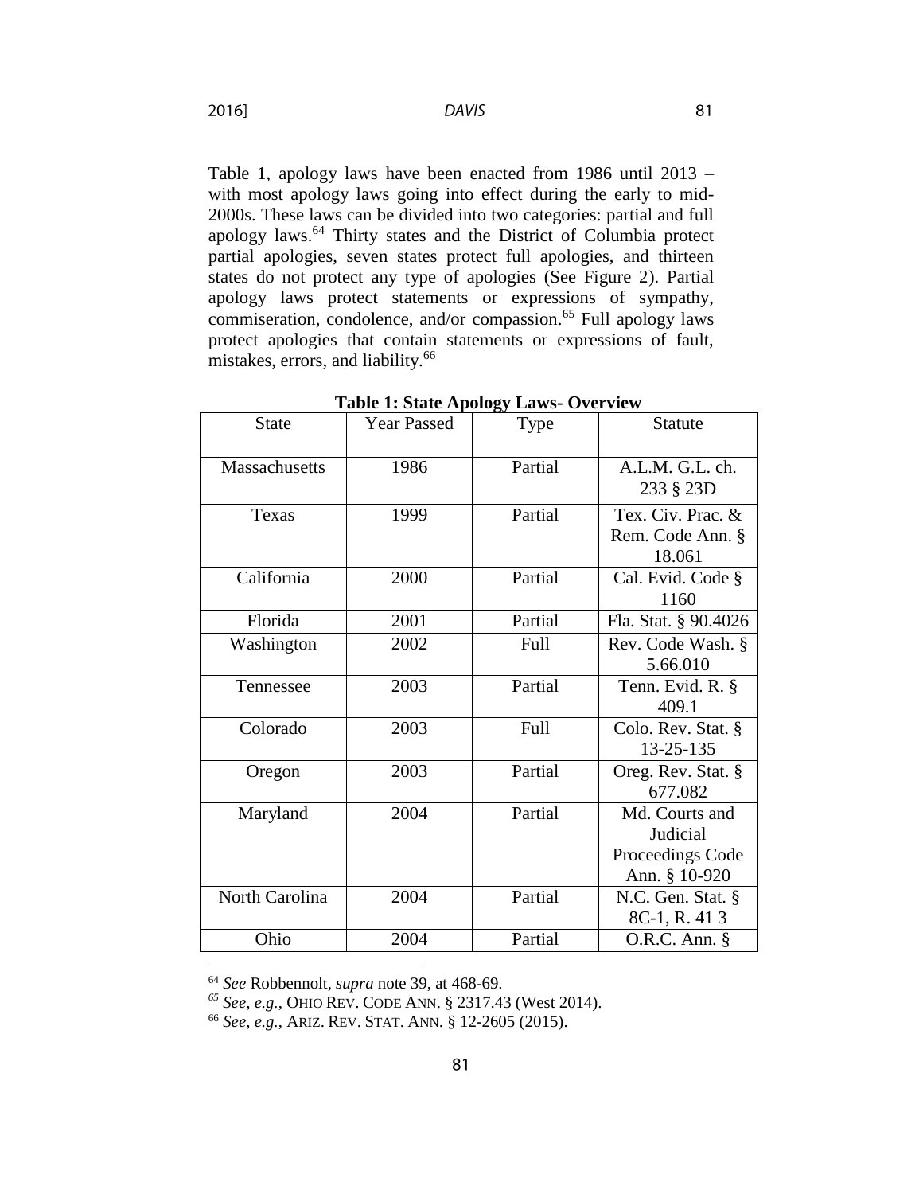Table 1, apology laws have been enacted from 1986 until 2013 – with most apology laws going into effect during the early to mid-2000s. These laws can be divided into two categories: partial and full apology laws.[64] Thirty states and the District of Columbia protect partial apologies, seven states protect full apologies, and thirteen states do not protect any type of apologies (See Figure 2). Partial apology laws protect statements or expressions of sympathy, commiseration, condolence, and/or compassion.[65] Full apology laws protect apologies that contain statements or expressions of fault, mistakes, errors, and liability.[66]

**Table 1: State Apology Laws- Overview**

| State | Year Passed | Type | Statute |
|---|---|---|---|
| Massachusetts | 1986 | Partial | A.L.M. G.L. ch. 233 § 23D |
| Texas | 1999 | Partial | Tex. Civ. Prac. & Rem. Code Ann. § 18.061 |
| California | 2000 | Partial | Cal. Evid. Code § 1160 |
| Florida | 2001 | Partial | Fla. Stat. § 90.4026 |
| Washington | 2002 | Full | Rev. Code Wash. § 5.66.010 |
| Tennessee | 2003 | Partial | Tenn. Evid. R. § 409.1 |
| Colorado | 2003 | Full | Colo. Rev. Stat. § 13-25-135 |
| Oregon | 2003 | Partial | Oreg. Rev. Stat. § 677.082 |
| Maryland | 2004 | Partial | Md. Courts and Judicial Proceedings Code Ann. § 10-920 |
| North Carolina | 2004 | Partial | N.C. Gen. Stat. § 8C-1, R. 41 3 |
| Ohio | 2004 | Partial | O.R.C. Ann. § |

[64] *See* Robbennolt, *supra* note 39, at 468-69.

[65] *See, e.g.*, OHIO REV. CODE ANN. § 2317.43 (West 2014).

[66] *See, e.g.*, ARIZ. REV. STAT. ANN. § 12-2605 (2015).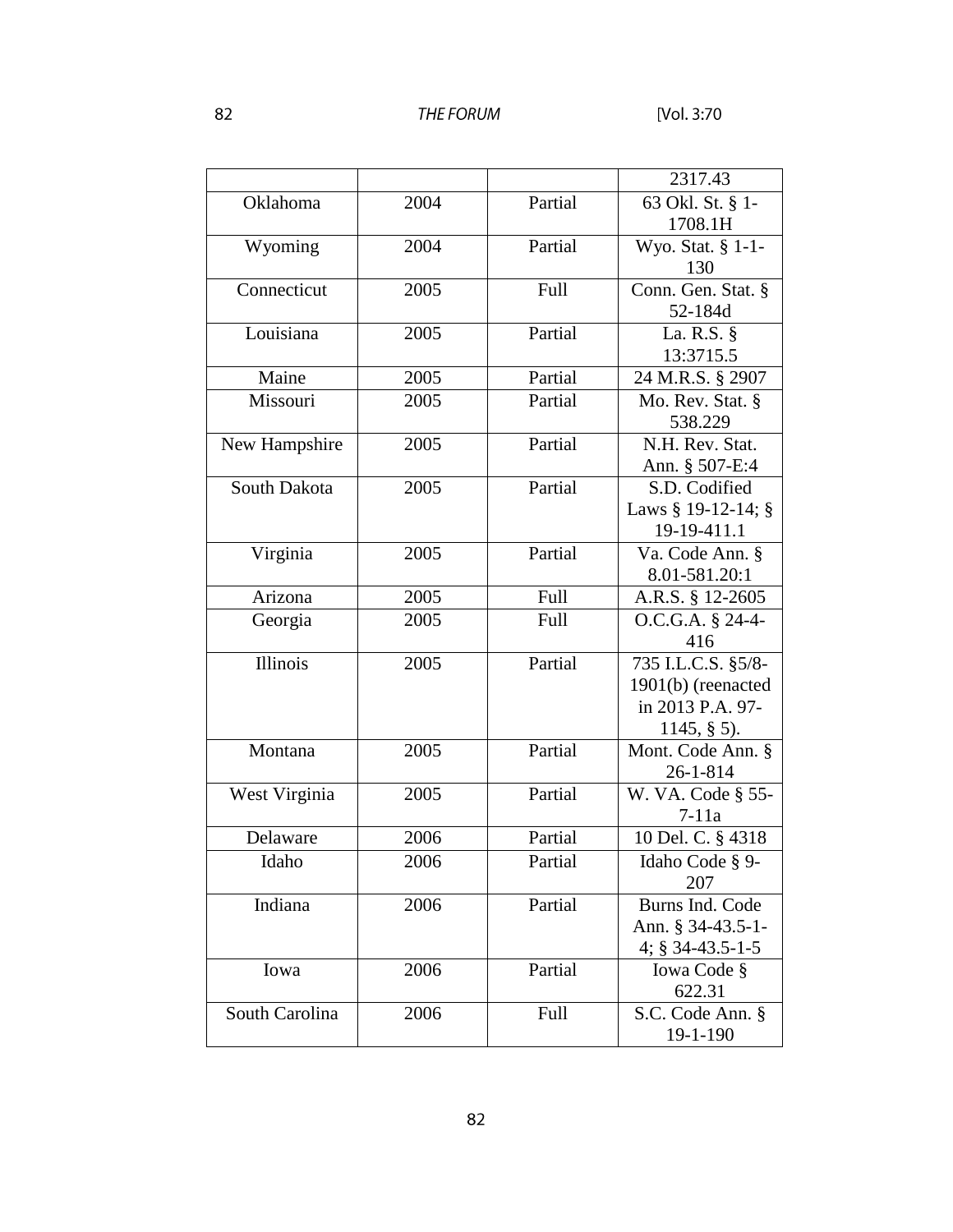| | | | 2317.43 |
|---|---|---|---|
| Oklahoma | 2004 | Partial | 63 Okl. St. § 1-1708.1H |
| Wyoming | 2004 | Partial | Wyo. Stat. § 1-1-130 |
| Connecticut | 2005 | Full | Conn. Gen. Stat. § 52-184d |
| Louisiana | 2005 | Partial | La. R.S. § 13:3715.5 |
| Maine | 2005 | Partial | 24 M.R.S. § 2907 |
| Missouri | 2005 | Partial | Mo. Rev. Stat. § 538.229 |
| New Hampshire | 2005 | Partial | N.H. Rev. Stat. Ann. § 507-E:4 |
| South Dakota | 2005 | Partial | S.D. Codified Laws § 19-12-14; § 19-19-411.1 |
| Virginia | 2005 | Partial | Va. Code Ann. § 8.01-581.20:1 |
| Arizona | 2005 | Full | A.R.S. § 12-2605 |
| Georgia | 2005 | Full | O.C.G.A. § 24-4-416 |
| Illinois | 2005 | Partial | 735 I.L.C.S. §5/8-1901(b) (reenacted in 2013 P.A. 97-1145, § 5). |
| Montana | 2005 | Partial | Mont. Code Ann. § 26-1-814 |
| West Virginia | 2005 | Partial | W. VA. Code § 55-7-11a |
| Delaware | 2006 | Partial | 10 Del. C. § 4318 |
| Idaho | 2006 | Partial | Idaho Code § 9-207 |
| Indiana | 2006 | Partial | Burns Ind. Code Ann. § 34-43.5-1-4; § 34-43.5-1-5 |
| Iowa | 2006 | Partial | Iowa Code § 622.31 |
| South Carolina | 2006 | Full | S.C. Code Ann. § 19-1-190 |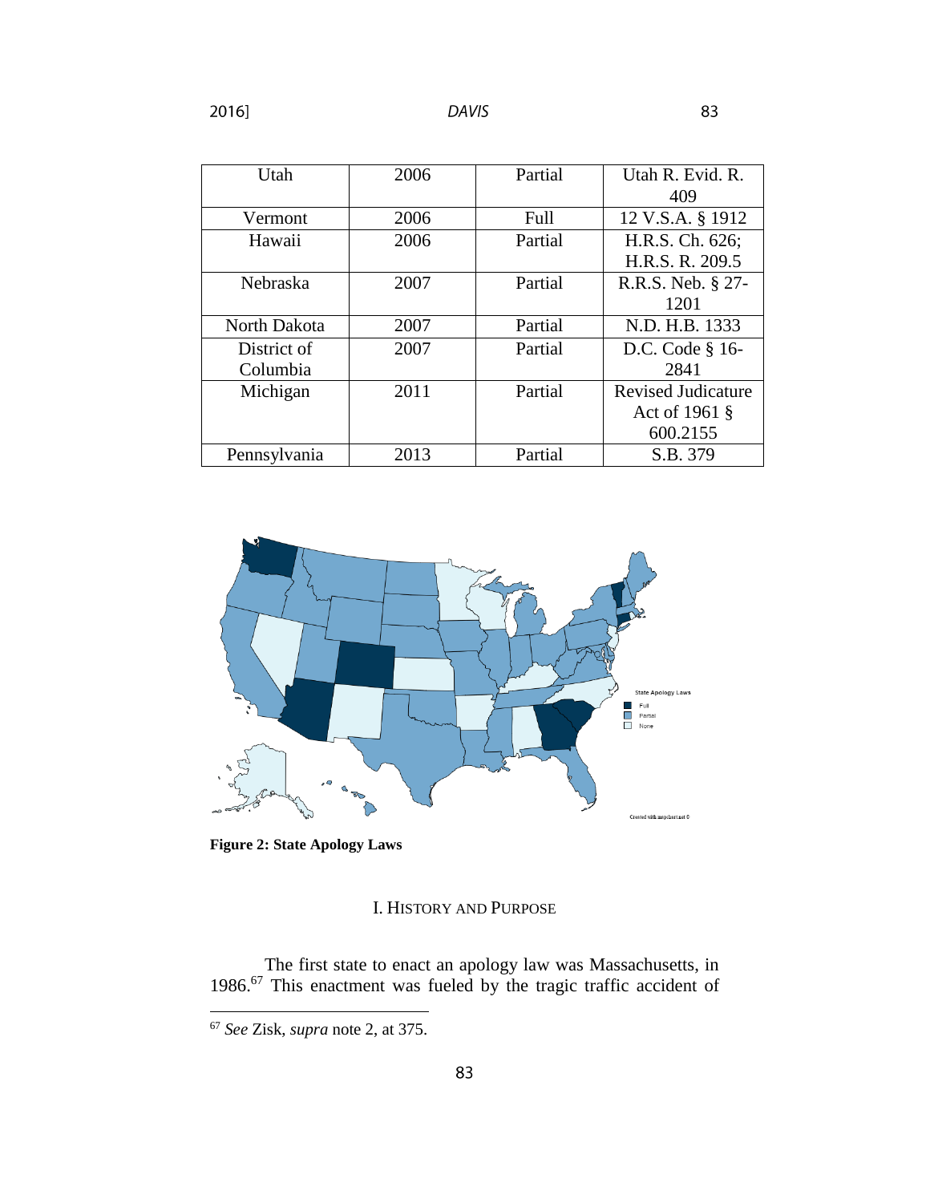| Utah | 2006 | Partial | Utah R. Evid. R. 409 |
|---|---|---|---|
| Vermont | 2006 | Full | 12 V.S.A. § 1912 |
| Hawaii | 2006 | Partial | H.R.S. Ch. 626; H.R.S. R. 209.5 |
| Nebraska | 2007 | Partial | R.R.S. Neb. § 27-1201 |
| North Dakota | 2007 | Partial | N.D. H.B. 1333 |
| District of Columbia | 2007 | Partial | D.C. Code § 16-2841 |
| Michigan | 2011 | Partial | Revised Judicature Act of 1961 § 600.2155 |
| Pennsylvania | 2013 | Partial | S.B. 379 |

**Figure 2: State Apology Laws**

## I. History and Purpose

The first state to enact an apology law was Massachusetts, in 1986.[67] This enactment was fueled by the tragic traffic accident of

[67] *See* Zisk, *supra* note 2, at 375.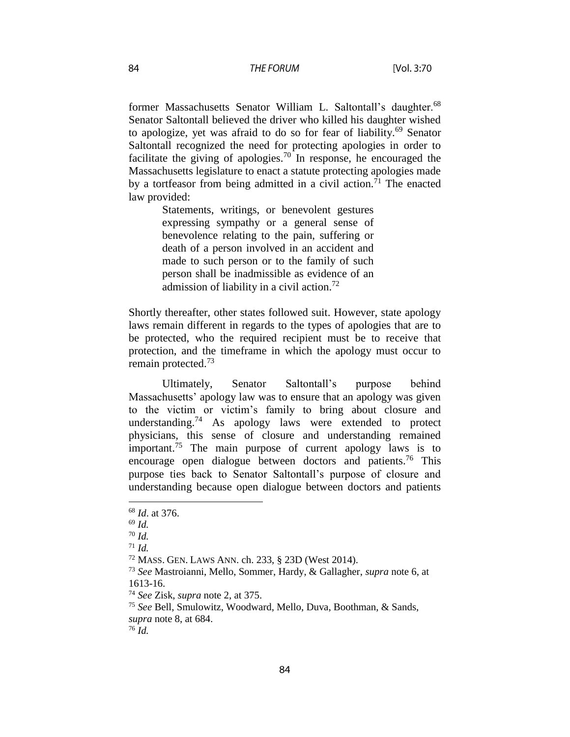former Massachusetts Senator William L. Saltontall's daughter.[68] Senator Saltontall believed the driver who killed his daughter wished to apologize, yet was afraid to do so for fear of liability.[69] Senator Saltontall recognized the need for protecting apologies in order to facilitate the giving of apologies.[70] In response, he encouraged the Massachusetts legislature to enact a statute protecting apologies made by a tortfeasor from being admitted in a civil action.[71] The enacted law provided:

> Statements, writings, or benevolent gestures expressing sympathy or a general sense of benevolence relating to the pain, suffering or death of a person involved in an accident and made to such person or to the family of such person shall be inadmissible as evidence of an admission of liability in a civil action.[72]

Shortly thereafter, other states followed suit. However, state apology laws remain different in regards to the types of apologies that are to be protected, who the required recipient must be to receive that protection, and the timeframe in which the apology must occur to remain protected.[73]

Ultimately, Senator Saltontall's purpose behind Massachusetts' apology law was to ensure that an apology was given to the victim or victim's family to bring about closure and understanding.[74] As apology laws were extended to protect physicians, this sense of closure and understanding remained important.[75] The main purpose of current apology laws is to encourage open dialogue between doctors and patients.[76] This purpose ties back to Senator Saltontall's purpose of closure and understanding because open dialogue between doctors and patients

---

[68] *Id*. at 376.

[69] *Id.*

[70] *Id.*

[71] *Id.*

[72] MASS. GEN. LAWS ANN. ch. 233, § 23D (West 2014).

[73] *See* Mastroianni, Mello, Sommer, Hardy, & Gallagher, *supra* note 6, at 1613-16.

[74] *See* Zisk, *supra* note 2, at 375.

[75] *See* Bell, Smulowitz, Woodward, Mello, Duva, Boothman, & Sands, *supra* note 8, at 684.

[76] *Id.*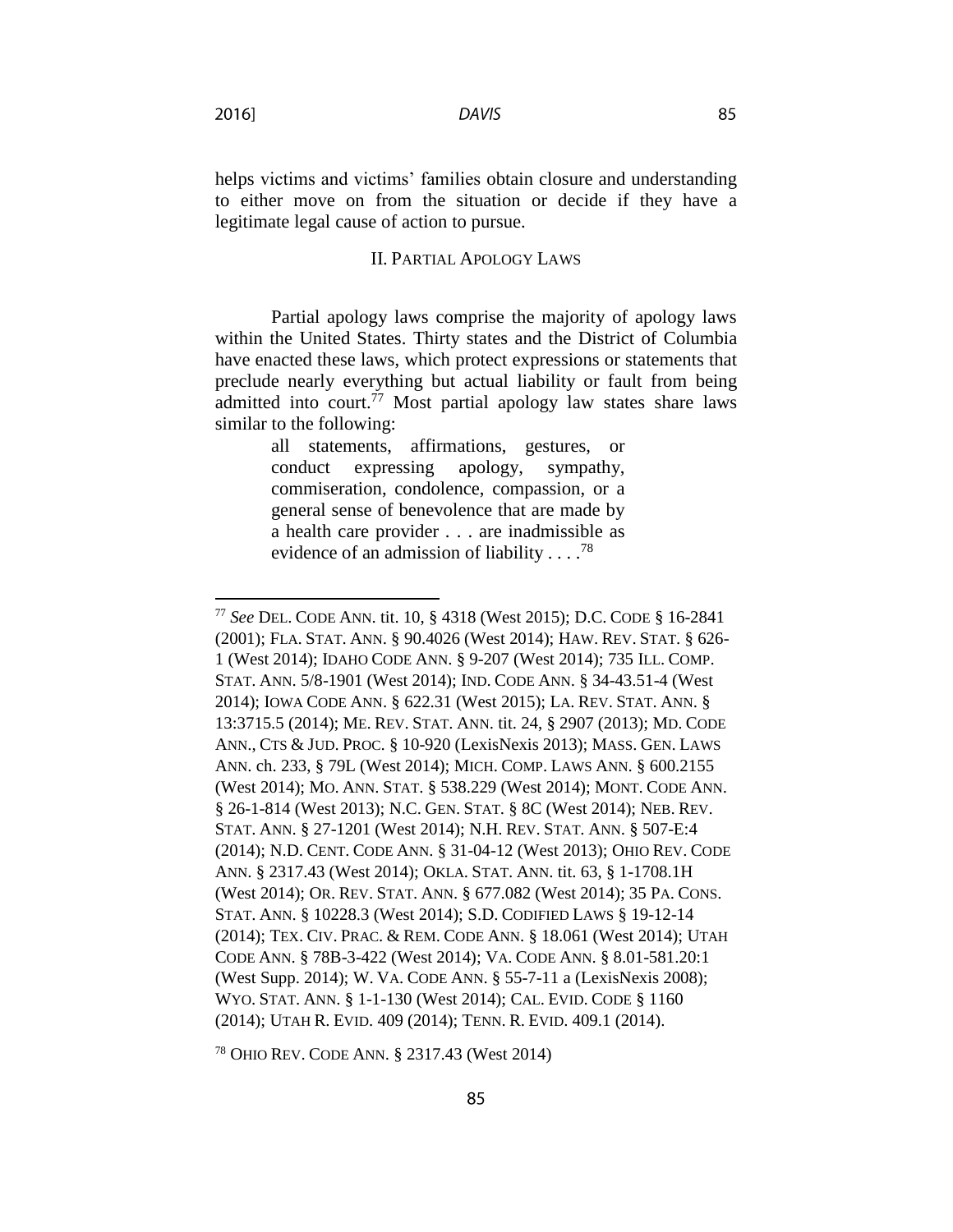helps victims and victims' families obtain closure and understanding to either move on from the situation or decide if they have a legitimate legal cause of action to pursue.

## II. PARTIAL APOLOGY LAWS

Partial apology laws comprise the majority of apology laws within the United States. Thirty states and the District of Columbia have enacted these laws, which protect expressions or statements that preclude nearly everything but actual liability or fault from being admitted into court.[77] Most partial apology law states share laws similar to the following:

> all statements, affirmations, gestures, or conduct expressing apology, sympathy, commiseration, condolence, compassion, or a general sense of benevolence that are made by a health care provider . . . are inadmissible as evidence of an admission of liability . . . .[78]

---

[77] *See* DEL. CODE ANN. tit. 10, § 4318 (West 2015); D.C. CODE § 16-2841 (2001); FLA. STAT. ANN. § 90.4026 (West 2014); HAW. REV. STAT. § 626-1 (West 2014); IDAHO CODE ANN. § 9-207 (West 2014); 735 ILL. COMP. STAT. ANN. 5/8-1901 (West 2014); IND. CODE ANN. § 34-43.51-4 (West 2014); IOWA CODE ANN. § 622.31 (West 2015); LA. REV. STAT. ANN. § 13:3715.5 (2014); ME. REV. STAT. ANN. tit. 24, § 2907 (2013); MD. CODE ANN., CTS & JUD. PROC. § 10-920 (LexisNexis 2013); MASS. GEN. LAWS ANN. ch. 233, § 79L (West 2014); MICH. COMP. LAWS ANN. § 600.2155 (West 2014); MO. ANN. STAT. § 538.229 (West 2014); MONT. CODE ANN. § 26-1-814 (West 2013); N.C. GEN. STAT. § 8C (West 2014); NEB. REV. STAT. ANN. § 27-1201 (West 2014); N.H. REV. STAT. ANN. § 507-E:4 (2014); N.D. CENT. CODE ANN. § 31-04-12 (West 2013); OHIO REV. CODE ANN. § 2317.43 (West 2014); OKLA. STAT. ANN. tit. 63, § 1-1708.1H (West 2014); OR. REV. STAT. ANN. § 677.082 (West 2014); 35 PA. CONS. STAT. ANN. § 10228.3 (West 2014); S.D. CODIFIED LAWS § 19-12-14 (2014); TEX. CIV. PRAC. & REM. CODE ANN. § 18.061 (West 2014); UTAH CODE ANN. § 78B-3-422 (West 2014); VA. CODE ANN. § 8.01-581.20:1 (West Supp. 2014); W. VA. CODE ANN. § 55-7-11 a (LexisNexis 2008); WYO. STAT. ANN. § 1-1-130 (West 2014); CAL. EVID. CODE § 1160 (2014); UTAH R. EVID. 409 (2014); TENN. R. EVID. 409.1 (2014).

[78] OHIO REV. CODE ANN. § 2317.43 (West 2014)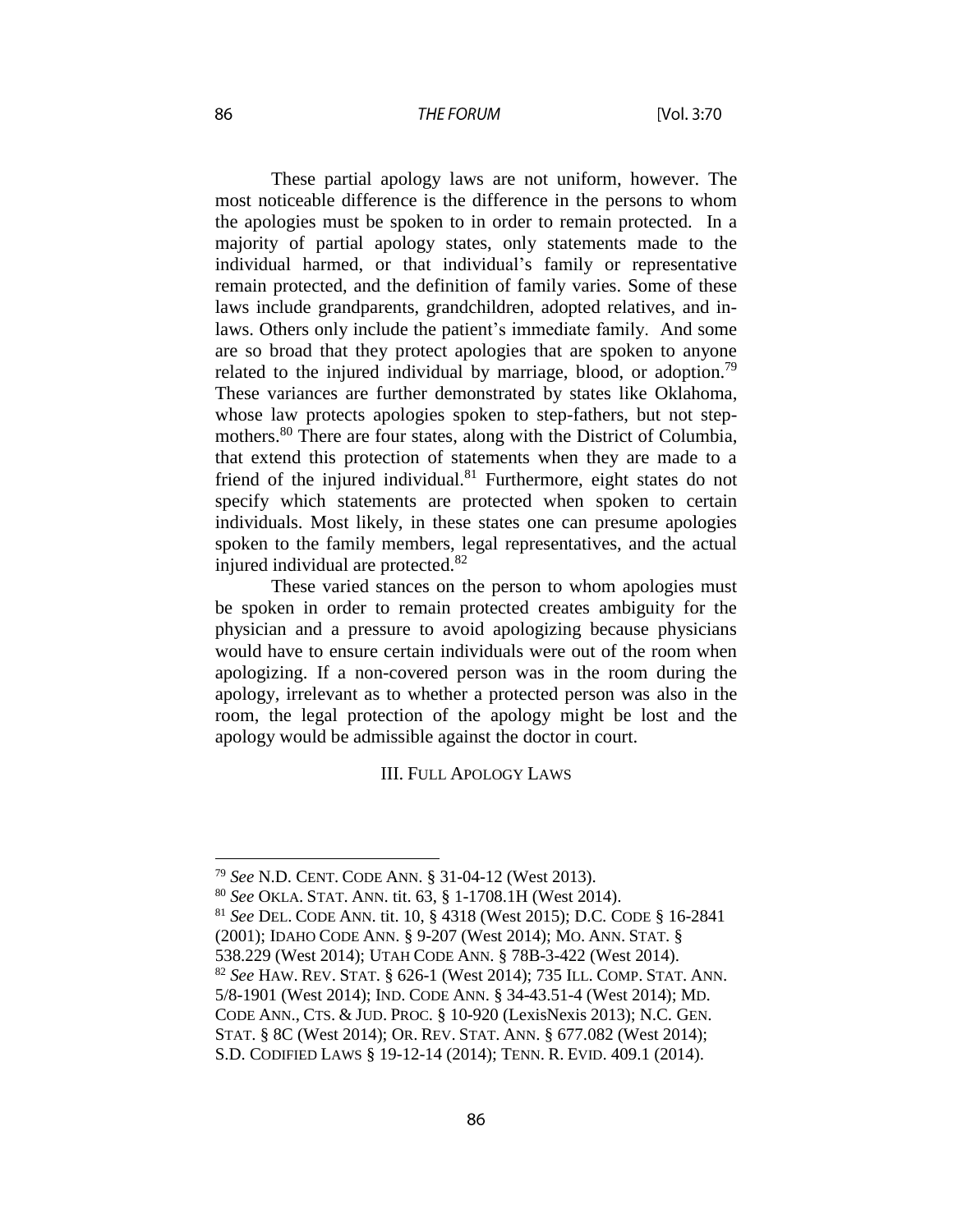These partial apology laws are not uniform, however. The most noticeable difference is the difference in the persons to whom the apologies must be spoken to in order to remain protected. In a majority of partial apology states, only statements made to the individual harmed, or that individual's family or representative remain protected, and the definition of family varies. Some of these laws include grandparents, grandchildren, adopted relatives, and in-laws. Others only include the patient's immediate family. And some are so broad that they protect apologies that are spoken to anyone related to the injured individual by marriage, blood, or adoption.[79] These variances are further demonstrated by states like Oklahoma, whose law protects apologies spoken to step-fathers, but not step-mothers.[80] There are four states, along with the District of Columbia, that extend this protection of statements when they are made to a friend of the injured individual.[81] Furthermore, eight states do not specify which statements are protected when spoken to certain individuals. Most likely, in these states one can presume apologies spoken to the family members, legal representatives, and the actual injured individual are protected.[82]

These varied stances on the person to whom apologies must be spoken in order to remain protected creates ambiguity for the physician and a pressure to avoid apologizing because physicians would have to ensure certain individuals were out of the room when apologizing. If a non-covered person was in the room during the apology, irrelevant as to whether a protected person was also in the room, the legal protection of the apology might be lost and the apology would be admissible against the doctor in court.

## III. Full Apology Laws

---

[79] *See* N.D. CENT. CODE ANN. § 31-04-12 (West 2013).

[80] *See* OKLA. STAT. ANN. tit. 63, § 1-1708.1H (West 2014).

[81] *See* DEL. CODE ANN. tit. 10, § 4318 (West 2015); D.C. CODE § 16-2841 (2001); IDAHO CODE ANN. § 9-207 (West 2014); MO. ANN. STAT. § 538.229 (West 2014); UTAH CODE ANN. § 78B-3-422 (West 2014).

[82] *See* HAW. REV. STAT. § 626-1 (West 2014); 735 ILL. COMP. STAT. ANN. 5/8-1901 (West 2014); IND. CODE ANN. § 34-43.51-4 (West 2014); MD. CODE ANN., CTS. & JUD. PROC. § 10-920 (LexisNexis 2013); N.C. GEN. STAT. § 8C (West 2014); OR. REV. STAT. ANN. § 677.082 (West 2014); S.D. CODIFIED LAWS § 19-12-14 (2014); TENN. R. EVID. 409.1 (2014).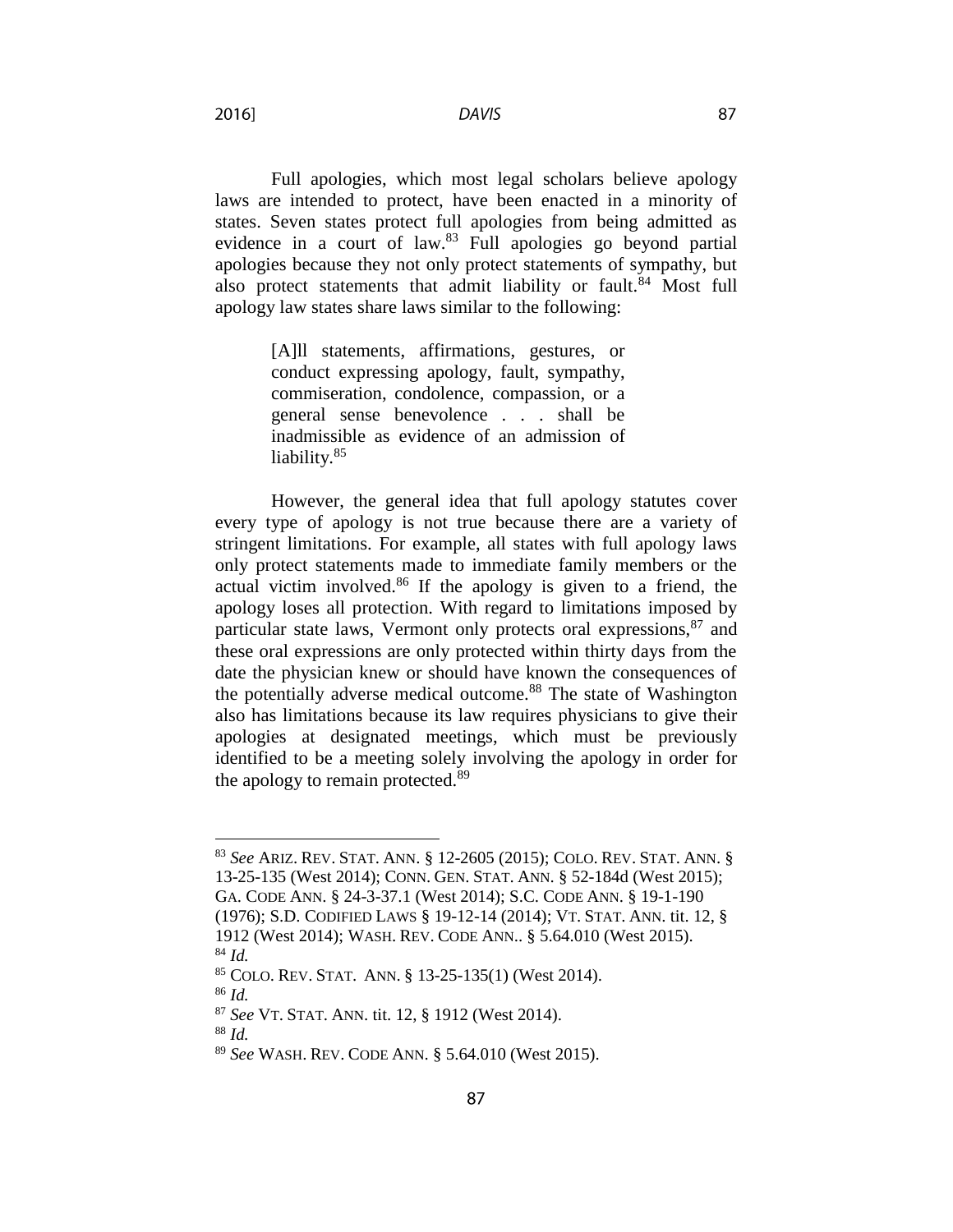Full apologies, which most legal scholars believe apology laws are intended to protect, have been enacted in a minority of states. Seven states protect full apologies from being admitted as evidence in a court of law.[83] Full apologies go beyond partial apologies because they not only protect statements of sympathy, but also protect statements that admit liability or fault.[84] Most full apology law states share laws similar to the following:

> [A]ll statements, affirmations, gestures, or conduct expressing apology, fault, sympathy, commiseration, condolence, compassion, or a general sense benevolence . . . shall be inadmissible as evidence of an admission of liability.[85]

However, the general idea that full apology statutes cover every type of apology is not true because there are a variety of stringent limitations. For example, all states with full apology laws only protect statements made to immediate family members or the actual victim involved.[86] If the apology is given to a friend, the apology loses all protection. With regard to limitations imposed by particular state laws, Vermont only protects oral expressions,[87] and these oral expressions are only protected within thirty days from the date the physician knew or should have known the consequences of the potentially adverse medical outcome.[88] The state of Washington also has limitations because its law requires physicians to give their apologies at designated meetings, which must be previously identified to be a meeting solely involving the apology in order for the apology to remain protected.[89]

---

[83] *See* ARIZ. REV. STAT. ANN. § 12-2605 (2015); COLO. REV. STAT. ANN. § 13-25-135 (West 2014); CONN. GEN. STAT. ANN. § 52-184d (West 2015); GA. CODE ANN. § 24-3-37.1 (West 2014); S.C. CODE ANN. § 19-1-190 (1976); S.D. CODIFIED LAWS § 19-12-14 (2014); VT. STAT. ANN. tit. 12, § 1912 (West 2014); WASH. REV. CODE ANN.. § 5.64.010 (West 2015).

[84] *Id.*

[85] COLO. REV. STAT. ANN. § 13-25-135(1) (West 2014).

[86] *Id.*

[87] *See* VT. STAT. ANN. tit. 12, § 1912 (West 2014).

[88] *Id.*

[89] *See* WASH. REV. CODE ANN. § 5.64.010 (West 2015).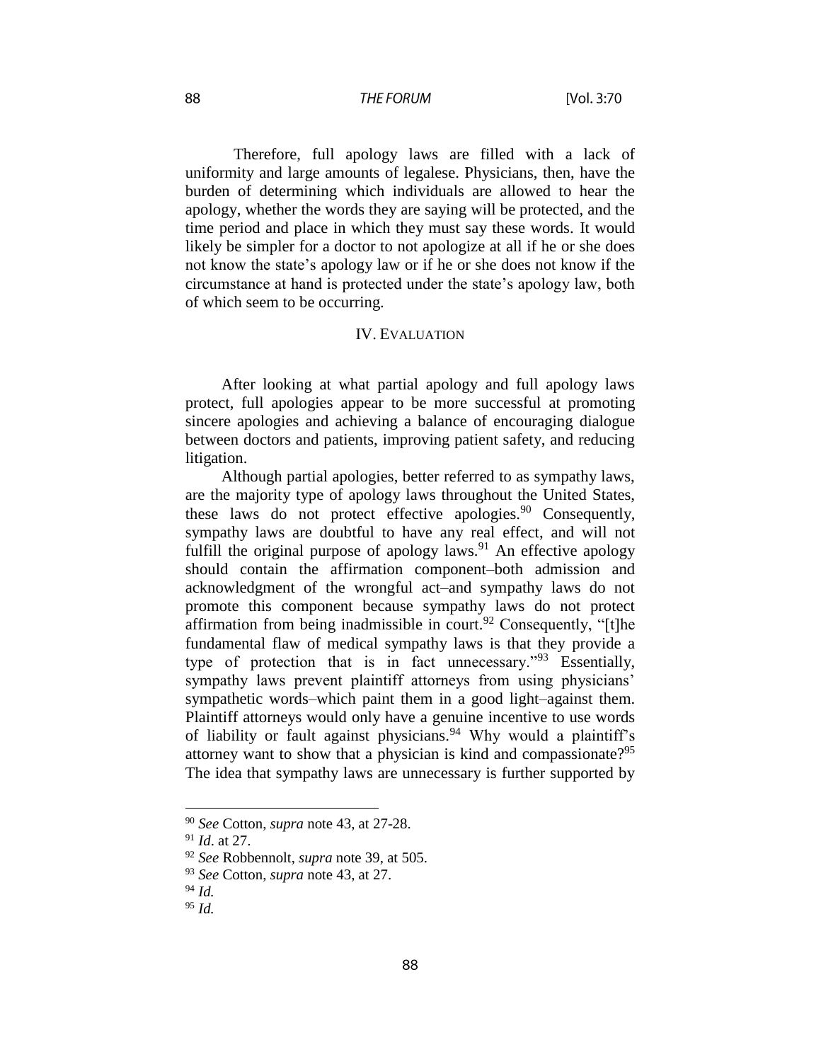Therefore, full apology laws are filled with a lack of uniformity and large amounts of legalese. Physicians, then, have the burden of determining which individuals are allowed to hear the apology, whether the words they are saying will be protected, and the time period and place in which they must say these words. It would likely be simpler for a doctor to not apologize at all if he or she does not know the state's apology law or if he or she does not know if the circumstance at hand is protected under the state's apology law, both of which seem to be occurring.

## IV. EVALUATION

After looking at what partial apology and full apology laws protect, full apologies appear to be more successful at promoting sincere apologies and achieving a balance of encouraging dialogue between doctors and patients, improving patient safety, and reducing litigation.

Although partial apologies, better referred to as sympathy laws, are the majority type of apology laws throughout the United States, these laws do not protect effective apologies.[90] Consequently, sympathy laws are doubtful to have any real effect, and will not fulfill the original purpose of apology laws.[91] An effective apology should contain the affirmation component–both admission and acknowledgment of the wrongful act–and sympathy laws do not promote this component because sympathy laws do not protect affirmation from being inadmissible in court.[92] Consequently, "[t]he fundamental flaw of medical sympathy laws is that they provide a type of protection that is in fact unnecessary."[93] Essentially, sympathy laws prevent plaintiff attorneys from using physicians' sympathetic words–which paint them in a good light–against them. Plaintiff attorneys would only have a genuine incentive to use words of liability or fault against physicians.[94] Why would a plaintiff's attorney want to show that a physician is kind and compassionate?[95] The idea that sympathy laws are unnecessary is further supported by

---

[90] *See* Cotton, *supra* note 43, at 27-28.

[91] *Id*. at 27.

[92] *See* Robbennolt, *supra* note 39, at 505.

[93] *See* Cotton, *supra* note 43, at 27.

[94] *Id.*

[95] *Id.*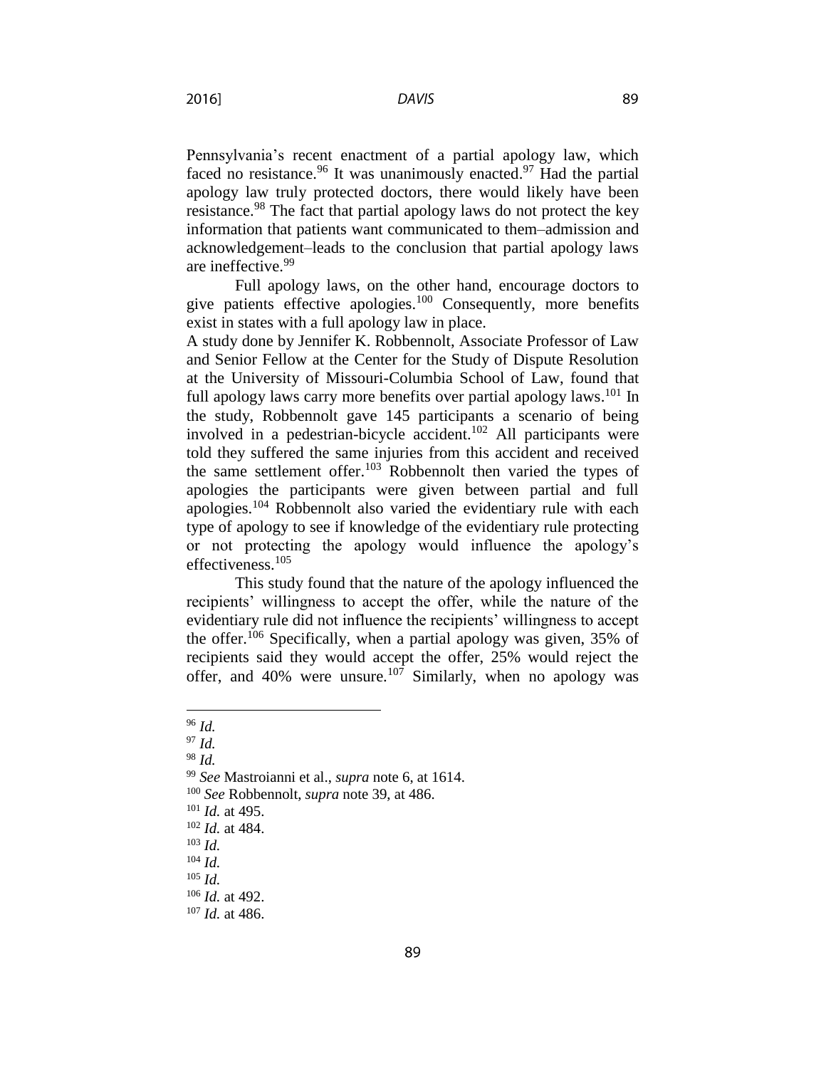Pennsylvania's recent enactment of a partial apology law, which faced no resistance.[96] It was unanimously enacted.[97] Had the partial apology law truly protected doctors, there would likely have been resistance.[98] The fact that partial apology laws do not protect the key information that patients want communicated to them–admission and acknowledgement–leads to the conclusion that partial apology laws are ineffective.[99]

Full apology laws, on the other hand, encourage doctors to give patients effective apologies.[100] Consequently, more benefits exist in states with a full apology law in place.

A study done by Jennifer K. Robbennolt, Associate Professor of Law and Senior Fellow at the Center for the Study of Dispute Resolution at the University of Missouri-Columbia School of Law, found that full apology laws carry more benefits over partial apology laws.[101] In the study, Robbennolt gave 145 participants a scenario of being involved in a pedestrian-bicycle accident.[102] All participants were told they suffered the same injuries from this accident and received the same settlement offer.[103] Robbennolt then varied the types of apologies the participants were given between partial and full apologies.[104] Robbennolt also varied the evidentiary rule with each type of apology to see if knowledge of the evidentiary rule protecting or not protecting the apology would influence the apology's effectiveness.[105]

This study found that the nature of the apology influenced the recipients' willingness to accept the offer, while the nature of the evidentiary rule did not influence the recipients' willingness to accept the offer.[106] Specifically, when a partial apology was given, 35% of recipients said they would accept the offer, 25% would reject the offer, and 40% were unsure.[107] Similarly, when no apology was

---

[96] *Id.*
[97] *Id.*
[98] *Id.*
[99] *See* Mastroianni et al., *supra* note 6, at 1614.
[100] *See* Robbennolt, *supra* note 39, at 486.
[101] *Id.* at 495.
[102] *Id.* at 484.
[103] *Id.*
[104] *Id.*
[105] *Id.*
[106] *Id.* at 492.
[107] *Id.* at 486.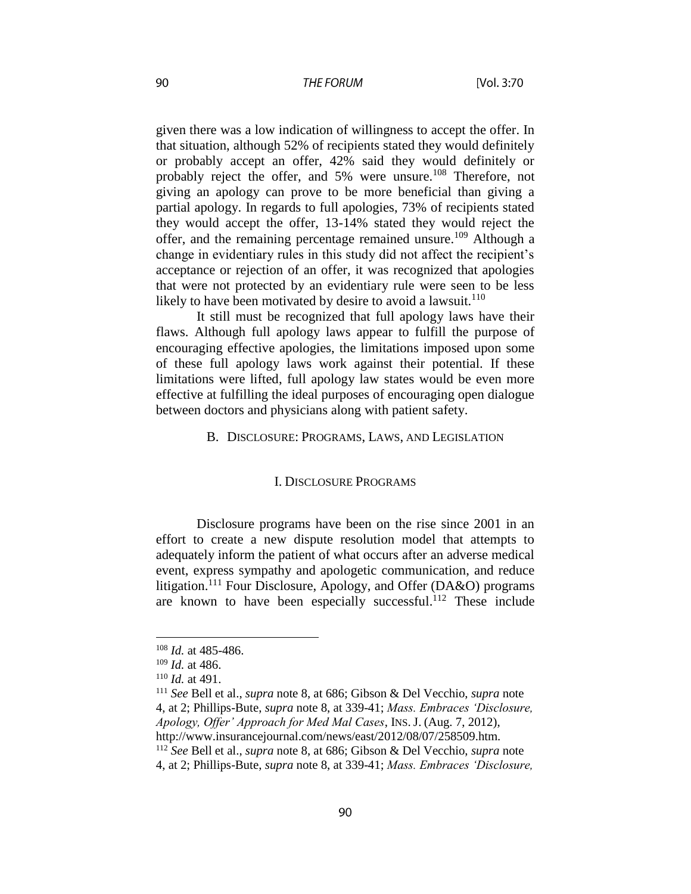given there was a low indication of willingness to accept the offer. In that situation, although 52% of recipients stated they would definitely or probably accept an offer, 42% said they would definitely or probably reject the offer, and 5% were unsure.[108] Therefore, not giving an apology can prove to be more beneficial than giving a partial apology. In regards to full apologies, 73% of recipients stated they would accept the offer, 13-14% stated they would reject the offer, and the remaining percentage remained unsure.[109] Although a change in evidentiary rules in this study did not affect the recipient's acceptance or rejection of an offer, it was recognized that apologies that were not protected by an evidentiary rule were seen to be less likely to have been motivated by desire to avoid a lawsuit.[110]

It still must be recognized that full apology laws have their flaws. Although full apology laws appear to fulfill the purpose of encouraging effective apologies, the limitations imposed upon some of these full apology laws work against their potential. If these limitations were lifted, full apology law states would be even more effective at fulfilling the ideal purposes of encouraging open dialogue between doctors and physicians along with patient safety.

### B. Disclosure: Programs, Laws, and Legislation

#### I. Disclosure Programs

Disclosure programs have been on the rise since 2001 in an effort to create a new dispute resolution model that attempts to adequately inform the patient of what occurs after an adverse medical event, express sympathy and apologetic communication, and reduce litigation.[111] Four Disclosure, Apology, and Offer (DA&O) programs are known to have been especially successful.[112] These include

---

[108] *Id.* at 485-486.

[109] *Id.* at 486.

[110] *Id.* at 491.

[111] *See* Bell et al., *supra* note 8, at 686; Gibson & Del Vecchio, *supra* note 4, at 2; Phillips-Bute, *supra* note 8, at 339-41; *Mass. Embraces 'Disclosure, Apology, Offer' Approach for Med Mal Cases*, INS. J. (Aug. 7, 2012), http://www.insurancejournal.com/news/east/2012/08/07/258509.htm.

[112] *See* Bell et al., *supra* note 8, at 686; Gibson & Del Vecchio, *supra* note 4, at 2; Phillips-Bute, *supra* note 8, at 339-41; *Mass. Embraces 'Disclosure,*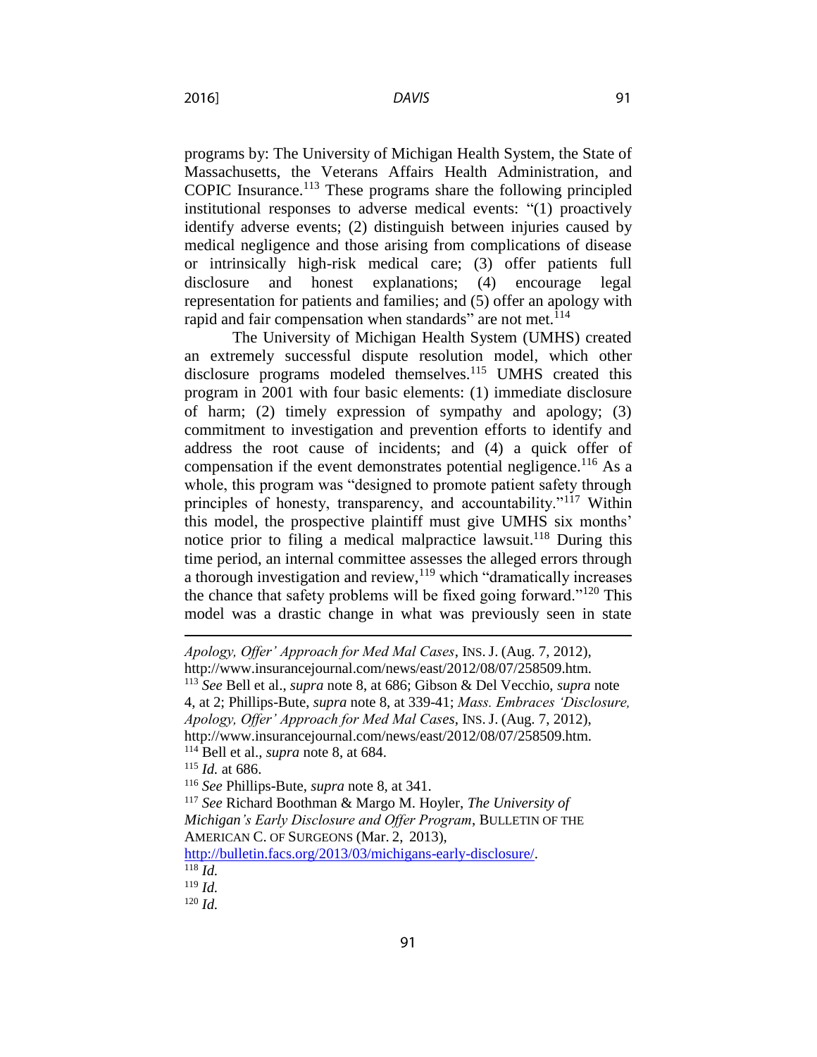programs by: The University of Michigan Health System, the State of Massachusetts, the Veterans Affairs Health Administration, and COPIC Insurance.[113] These programs share the following principled institutional responses to adverse medical events: "(1) proactively identify adverse events; (2) distinguish between injuries caused by medical negligence and those arising from complications of disease or intrinsically high-risk medical care; (3) offer patients full disclosure and honest explanations; (4) encourage legal representation for patients and families; and (5) offer an apology with rapid and fair compensation when standards" are not met.[114]

The University of Michigan Health System (UMHS) created an extremely successful dispute resolution model, which other disclosure programs modeled themselves.[115] UMHS created this program in 2001 with four basic elements: (1) immediate disclosure of harm; (2) timely expression of sympathy and apology; (3) commitment to investigation and prevention efforts to identify and address the root cause of incidents; and (4) a quick offer of compensation if the event demonstrates potential negligence.[116] As a whole, this program was "designed to promote patient safety through principles of honesty, transparency, and accountability."[117] Within this model, the prospective plaintiff must give UMHS six months' notice prior to filing a medical malpractice lawsuit.[118] During this time period, an internal committee assesses the alleged errors through a thorough investigation and review,[119] which "dramatically increases the chance that safety problems will be fixed going forward."[120] This model was a drastic change in what was previously seen in state

---

*Apology, Offer' Approach for Med Mal Cases*, INS. J. (Aug. 7, 2012), http://www.insurancejournal.com/news/east/2012/08/07/258509.htm.

[113] *See* Bell et al., *supra* note 8, at 686; Gibson & Del Vecchio, *supra* note 4, at 2; Phillips-Bute, *supra* note 8, at 339-41; *Mass. Embraces 'Disclosure, Apology, Offer' Approach for Med Mal Cases*, INS. J. (Aug. 7, 2012), http://www.insurancejournal.com/news/east/2012/08/07/258509.htm.

[114] Bell et al., *supra* note 8, at 684.

[115] *Id.* at 686.

[116] *See* Phillips-Bute, *supra* note 8, at 341.

[117] *See* Richard Boothman & Margo M. Hoyler, *The University of Michigan's Early Disclosure and Offer Program*, BULLETIN OF THE AMERICAN C. OF SURGEONS (Mar. 2, 2013), http://bulletin.facs.org/2013/03/michigans-early-disclosure/.

[118] *Id.*

[119] *Id.*

[120] *Id.*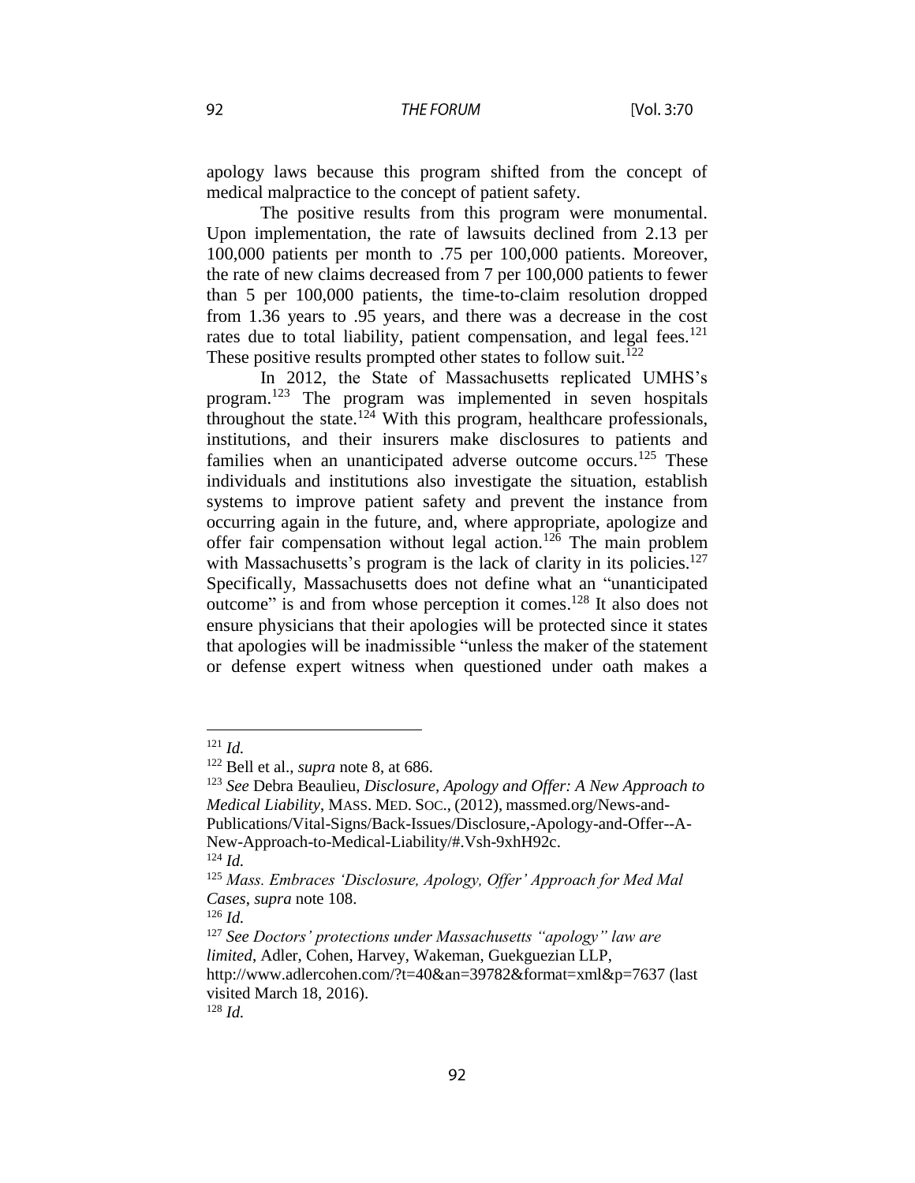apology laws because this program shifted from the concept of medical malpractice to the concept of patient safety.

The positive results from this program were monumental. Upon implementation, the rate of lawsuits declined from 2.13 per 100,000 patients per month to .75 per 100,000 patients. Moreover, the rate of new claims decreased from 7 per 100,000 patients to fewer than 5 per 100,000 patients, the time-to-claim resolution dropped from 1.36 years to .95 years, and there was a decrease in the cost rates due to total liability, patient compensation, and legal fees.[121] These positive results prompted other states to follow suit.[122]

In 2012, the State of Massachusetts replicated UMHS's program.[123] The program was implemented in seven hospitals throughout the state.[124] With this program, healthcare professionals, institutions, and their insurers make disclosures to patients and families when an unanticipated adverse outcome occurs.[125] These individuals and institutions also investigate the situation, establish systems to improve patient safety and prevent the instance from occurring again in the future, and, where appropriate, apologize and offer fair compensation without legal action.[126] The main problem with Massachusetts's program is the lack of clarity in its policies.[127] Specifically, Massachusetts does not define what an "unanticipated outcome" is and from whose perception it comes.[128] It also does not ensure physicians that their apologies will be protected since it states that apologies will be inadmissible "unless the maker of the statement or defense expert witness when questioned under oath makes a

---

[121] *Id.*

[122] Bell et al., *supra* note 8, at 686.

[123] *See* Debra Beaulieu, *Disclosure, Apology and Offer: A New Approach to Medical Liability*, MASS. MED. SOC., (2012), massmed.org/News-and-Publications/Vital-Signs/Back-Issues/Disclosure,-Apology-and-Offer--A-New-Approach-to-Medical-Liability/#.Vsh-9xhH92c.

[124] *Id.*

[125] *Mass. Embraces 'Disclosure, Apology, Offer' Approach for Med Mal Cases*, *supra* note 108.

[126] *Id.*

[127] *See Doctors' protections under Massachusetts "apology" law are limited*, Adler, Cohen, Harvey, Wakeman, Guekguezian LLP, http://www.adlercohen.com/?t=40&an=39782&format=xml&p=7637 (last visited March 18, 2016).

[128] *Id.*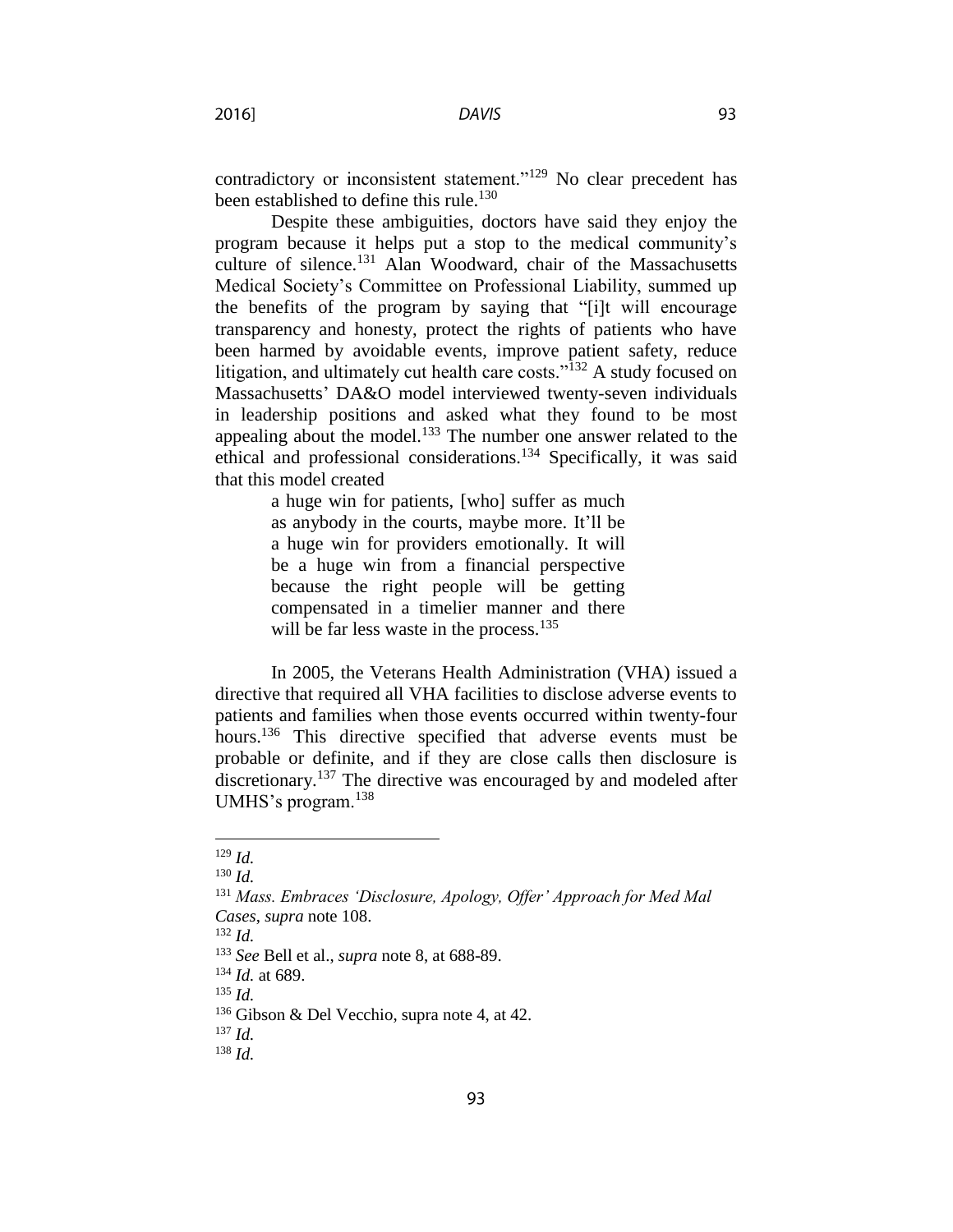contradictory or inconsistent statement."[129] No clear precedent has been established to define this rule.[130]

Despite these ambiguities, doctors have said they enjoy the program because it helps put a stop to the medical community's culture of silence.[131] Alan Woodward, chair of the Massachusetts Medical Society's Committee on Professional Liability, summed up the benefits of the program by saying that "[i]t will encourage transparency and honesty, protect the rights of patients who have been harmed by avoidable events, improve patient safety, reduce litigation, and ultimately cut health care costs."[132] A study focused on Massachusetts' DA&O model interviewed twenty-seven individuals in leadership positions and asked what they found to be most appealing about the model.[133] The number one answer related to the ethical and professional considerations.[134] Specifically, it was said that this model created

> a huge win for patients, [who] suffer as much as anybody in the courts, maybe more. It'll be a huge win for providers emotionally. It will be a huge win from a financial perspective because the right people will be getting compensated in a timelier manner and there will be far less waste in the process.[135]

In 2005, the Veterans Health Administration (VHA) issued a directive that required all VHA facilities to disclose adverse events to patients and families when those events occurred within twenty-four hours.[136] This directive specified that adverse events must be probable or definite, and if they are close calls then disclosure is discretionary.[137] The directive was encouraged by and modeled after UMHS's program.[138]

---

[129] *Id.*

[130] *Id.*

[131] *Mass. Embraces 'Disclosure, Apology, Offer' Approach for Med Mal Cases*, *supra* note 108.

[132] *Id.*

[133] *See* Bell et al., *supra* note 8, at 688-89.

[134] *Id.* at 689.

[135] *Id.*

[136] Gibson & Del Vecchio, supra note 4, at 42.

[137] *Id.*

[138] *Id.*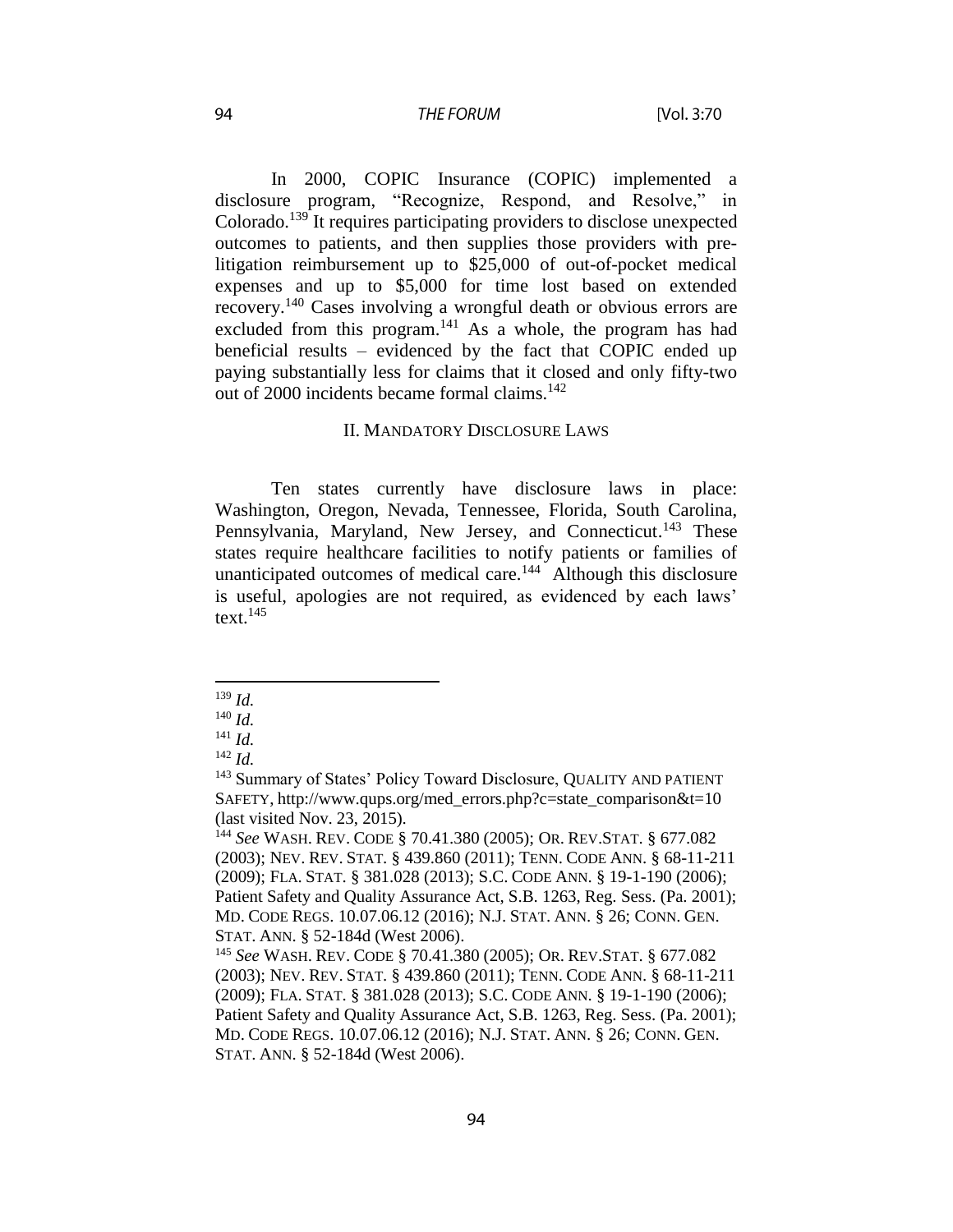In 2000, COPIC Insurance (COPIC) implemented a disclosure program, "Recognize, Respond, and Resolve," in Colorado.[139] It requires participating providers to disclose unexpected outcomes to patients, and then supplies those providers with pre-litigation reimbursement up to $25,000 of out-of-pocket medical expenses and up to $5,000 for time lost based on extended recovery.[140] Cases involving a wrongful death or obvious errors are excluded from this program.[141] As a whole, the program has had beneficial results – evidenced by the fact that COPIC ended up paying substantially less for claims that it closed and only fifty-two out of 2000 incidents became formal claims.[142]

## II. MANDATORY DISCLOSURE LAWS

Ten states currently have disclosure laws in place: Washington, Oregon, Nevada, Tennessee, Florida, South Carolina, Pennsylvania, Maryland, New Jersey, and Connecticut.[143] These states require healthcare facilities to notify patients or families of unanticipated outcomes of medical care.[144] Although this disclosure is useful, apologies are not required, as evidenced by each laws' text.[145]

---

[139] *Id.*

[140] *Id.*

[141] *Id.*

[142] *Id.*

[143] Summary of States' Policy Toward Disclosure, QUALITY AND PATIENT SAFETY, http://www.qups.org/med_errors.php?c=state_comparison&t=10 (last visited Nov. 23, 2015).

[144] *See* WASH. REV. CODE § 70.41.380 (2005); OR. REV.STAT. § 677.082 (2003); NEV. REV. STAT. § 439.860 (2011); TENN. CODE ANN. § 68-11-211 (2009); FLA. STAT. § 381.028 (2013); S.C. CODE ANN. § 19-1-190 (2006); Patient Safety and Quality Assurance Act, S.B. 1263, Reg. Sess. (Pa. 2001); MD. CODE REGS. 10.07.06.12 (2016); N.J. STAT. ANN. § 26; CONN. GEN. STAT. ANN. § 52-184d (West 2006).

[145] *See* WASH. REV. CODE § 70.41.380 (2005); OR. REV.STAT. § 677.082 (2003); NEV. REV. STAT. § 439.860 (2011); TENN. CODE ANN. § 68-11-211 (2009); FLA. STAT. § 381.028 (2013); S.C. CODE ANN. § 19-1-190 (2006); Patient Safety and Quality Assurance Act, S.B. 1263, Reg. Sess. (Pa. 2001); MD. CODE REGS. 10.07.06.12 (2016); N.J. STAT. ANN. § 26; CONN. GEN. STAT. ANN. § 52-184d (West 2006).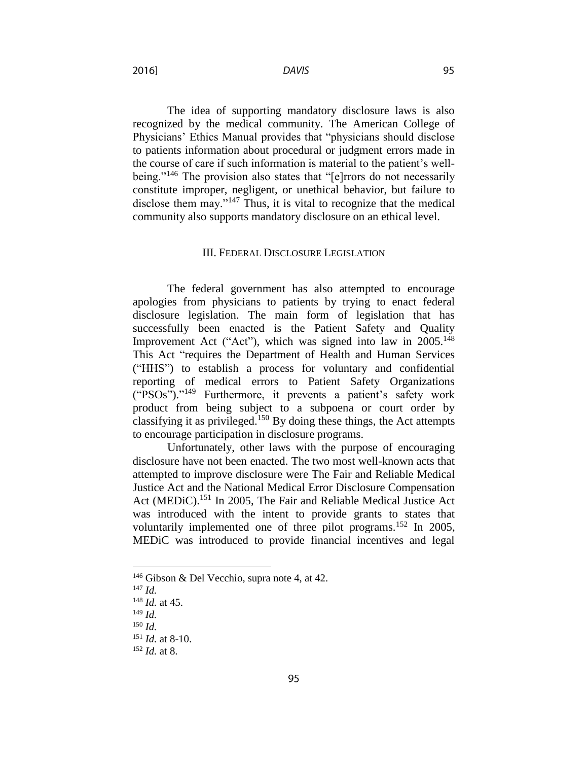The idea of supporting mandatory disclosure laws is also recognized by the medical community. The American College of Physicians' Ethics Manual provides that "physicians should disclose to patients information about procedural or judgment errors made in the course of care if such information is material to the patient's well-being."[146] The provision also states that "[e]rrors do not necessarily constitute improper, negligent, or unethical behavior, but failure to disclose them may."[147] Thus, it is vital to recognize that the medical community also supports mandatory disclosure on an ethical level.

## III. Federal Disclosure Legislation

The federal government has also attempted to encourage apologies from physicians to patients by trying to enact federal disclosure legislation. The main form of legislation that has successfully been enacted is the Patient Safety and Quality Improvement Act ("Act"), which was signed into law in 2005.[148] This Act "requires the Department of Health and Human Services ("HHS") to establish a process for voluntary and confidential reporting of medical errors to Patient Safety Organizations ("PSOs")."[149] Furthermore, it prevents a patient's safety work product from being subject to a subpoena or court order by classifying it as privileged.[150] By doing these things, the Act attempts to encourage participation in disclosure programs.

Unfortunately, other laws with the purpose of encouraging disclosure have not been enacted. The two most well-known acts that attempted to improve disclosure were The Fair and Reliable Medical Justice Act and the National Medical Error Disclosure Compensation Act (MEDiC).[151] In 2005, The Fair and Reliable Medical Justice Act was introduced with the intent to provide grants to states that voluntarily implemented one of three pilot programs.[152] In 2005, MEDiC was introduced to provide financial incentives and legal

---

[146] Gibson & Del Vecchio, supra note 4, at 42.

[147] *Id.*

[148] *Id.* at 45.

[149] *Id.*

[150] *Id.*

[151] *Id.* at 8-10.

[152] *Id.* at 8.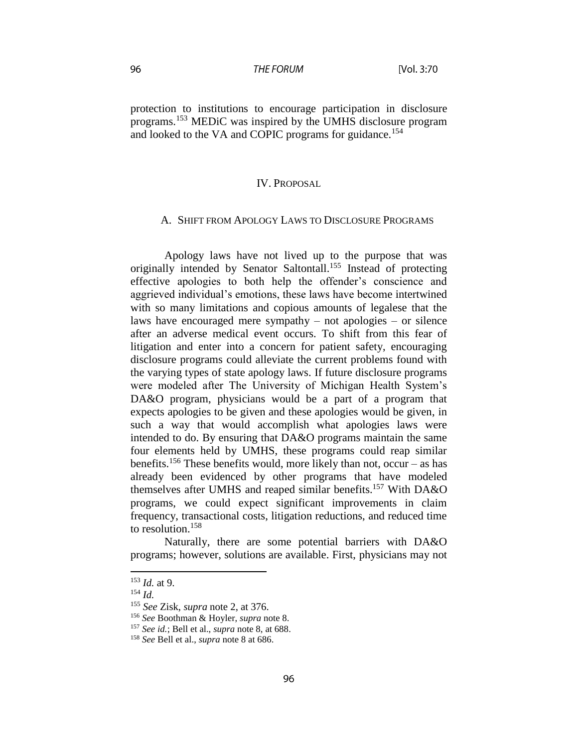protection to institutions to encourage participation in disclosure programs.[153] MEDiC was inspired by the UMHS disclosure program and looked to the VA and COPIC programs for guidance.[154]

## IV. Proposal

### A. Shift from Apology Laws to Disclosure Programs

Apology laws have not lived up to the purpose that was originally intended by Senator Saltontall.[155] Instead of protecting effective apologies to both help the offender's conscience and aggrieved individual's emotions, these laws have become intertwined with so many limitations and copious amounts of legalese that the laws have encouraged mere sympathy – not apologies – or silence after an adverse medical event occurs. To shift from this fear of litigation and enter into a concern for patient safety, encouraging disclosure programs could alleviate the current problems found with the varying types of state apology laws. If future disclosure programs were modeled after The University of Michigan Health System's DA&O program, physicians would be a part of a program that expects apologies to be given and these apologies would be given, in such a way that would accomplish what apologies laws were intended to do. By ensuring that DA&O programs maintain the same four elements held by UMHS, these programs could reap similar benefits.[156] These benefits would, more likely than not, occur – as has already been evidenced by other programs that have modeled themselves after UMHS and reaped similar benefits.[157] With DA&O programs, we could expect significant improvements in claim frequency, transactional costs, litigation reductions, and reduced time to resolution.[158]

Naturally, there are some potential barriers with DA&O programs; however, solutions are available. First, physicians may not

---

[153] *Id.* at 9.

[154] *Id.*

[155] *See* Zisk, *supra* note 2, at 376.

[156] *See* Boothman & Hoyler, *supra* note 8.

[157] *See id.*; Bell et al., *supra* note 8, at 688.

[158] *See* Bell et al., *supra* note 8 at 686.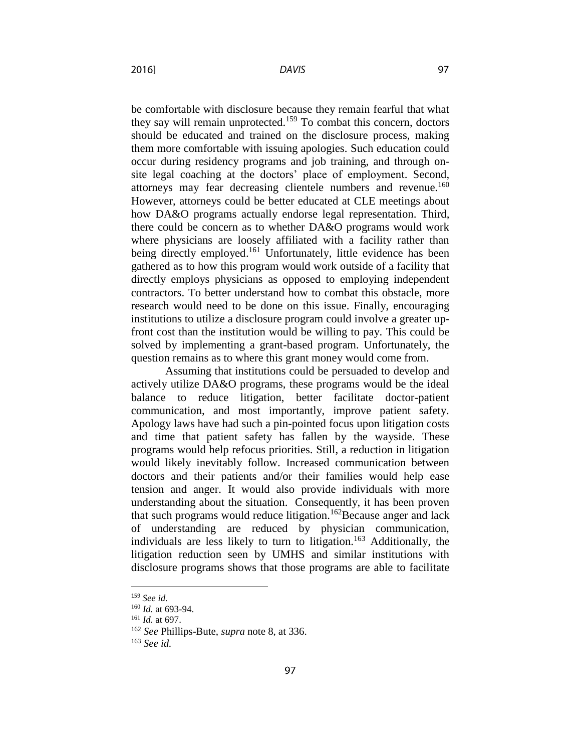be comfortable with disclosure because they remain fearful that what they say will remain unprotected.[159] To combat this concern, doctors should be educated and trained on the disclosure process, making them more comfortable with issuing apologies. Such education could occur during residency programs and job training, and through on-site legal coaching at the doctors' place of employment. Second, attorneys may fear decreasing clientele numbers and revenue.[160] However, attorneys could be better educated at CLE meetings about how DA&O programs actually endorse legal representation. Third, there could be concern as to whether DA&O programs would work where physicians are loosely affiliated with a facility rather than being directly employed.[161] Unfortunately, little evidence has been gathered as to how this program would work outside of a facility that directly employs physicians as opposed to employing independent contractors. To better understand how to combat this obstacle, more research would need to be done on this issue. Finally, encouraging institutions to utilize a disclosure program could involve a greater up-front cost than the institution would be willing to pay. This could be solved by implementing a grant-based program. Unfortunately, the question remains as to where this grant money would come from.

Assuming that institutions could be persuaded to develop and actively utilize DA&O programs, these programs would be the ideal balance to reduce litigation, better facilitate doctor-patient communication, and most importantly, improve patient safety. Apology laws have had such a pin-pointed focus upon litigation costs and time that patient safety has fallen by the wayside. These programs would help refocus priorities. Still, a reduction in litigation would likely inevitably follow. Increased communication between doctors and their patients and/or their families would help ease tension and anger. It would also provide individuals with more understanding about the situation. Consequently, it has been proven that such programs would reduce litigation.[162]Because anger and lack of understanding are reduced by physician communication, individuals are less likely to turn to litigation.[163] Additionally, the litigation reduction seen by UMHS and similar institutions with disclosure programs shows that those programs are able to facilitate

---

[159] *See id.*

[160] *Id.* at 693-94.

[161] *Id.* at 697.

[162] *See* Phillips-Bute, *supra* note 8, at 336.

[163] *See id.*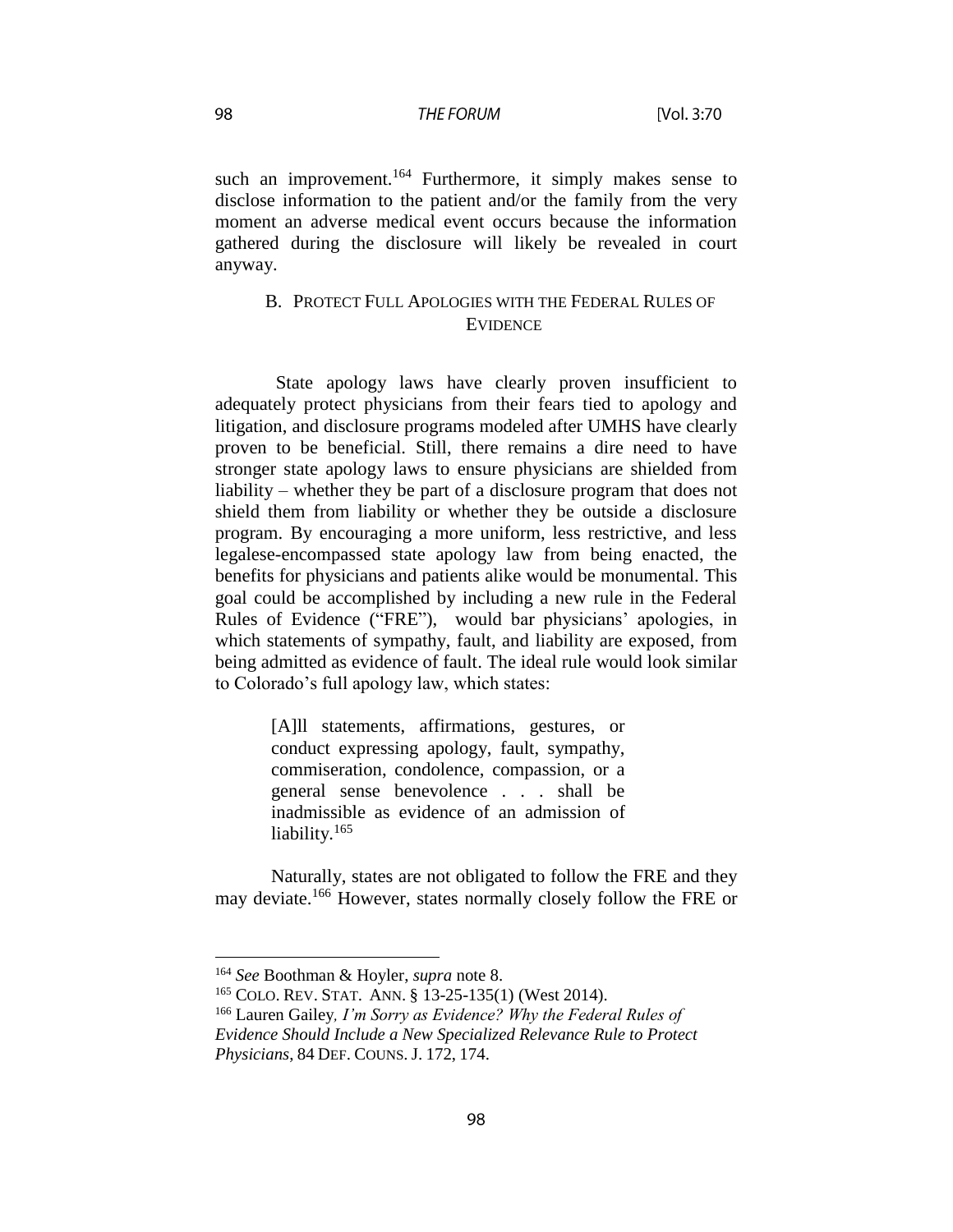such an improvement.[164] Furthermore, it simply makes sense to disclose information to the patient and/or the family from the very moment an adverse medical event occurs because the information gathered during the disclosure will likely be revealed in court anyway.

### B. Protect Full Apologies with the Federal Rules of Evidence

State apology laws have clearly proven insufficient to adequately protect physicians from their fears tied to apology and litigation, and disclosure programs modeled after UMHS have clearly proven to be beneficial. Still, there remains a dire need to have stronger state apology laws to ensure physicians are shielded from liability – whether they be part of a disclosure program that does not shield them from liability or whether they be outside a disclosure program. By encouraging a more uniform, less restrictive, and less legalese-encompassed state apology law from being enacted, the benefits for physicians and patients alike would be monumental. This goal could be accomplished by including a new rule in the Federal Rules of Evidence ("FRE"), would bar physicians' apologies, in which statements of sympathy, fault, and liability are exposed, from being admitted as evidence of fault. The ideal rule would look similar to Colorado's full apology law, which states:

> [A]ll statements, affirmations, gestures, or conduct expressing apology, fault, sympathy, commiseration, condolence, compassion, or a general sense benevolence . . . shall be inadmissible as evidence of an admission of liability.[165]

Naturally, states are not obligated to follow the FRE and they may deviate.[166] However, states normally closely follow the FRE or

---

[164] *See* Boothman & Hoyler, *supra* note 8.

[165] COLO. REV. STAT. ANN. § 13-25-135(1) (West 2014).

[166] Lauren Gailey, *I'm Sorry as Evidence? Why the Federal Rules of Evidence Should Include a New Specialized Relevance Rule to Protect Physicians*, 84 DEF. COUNS. J. 172, 174.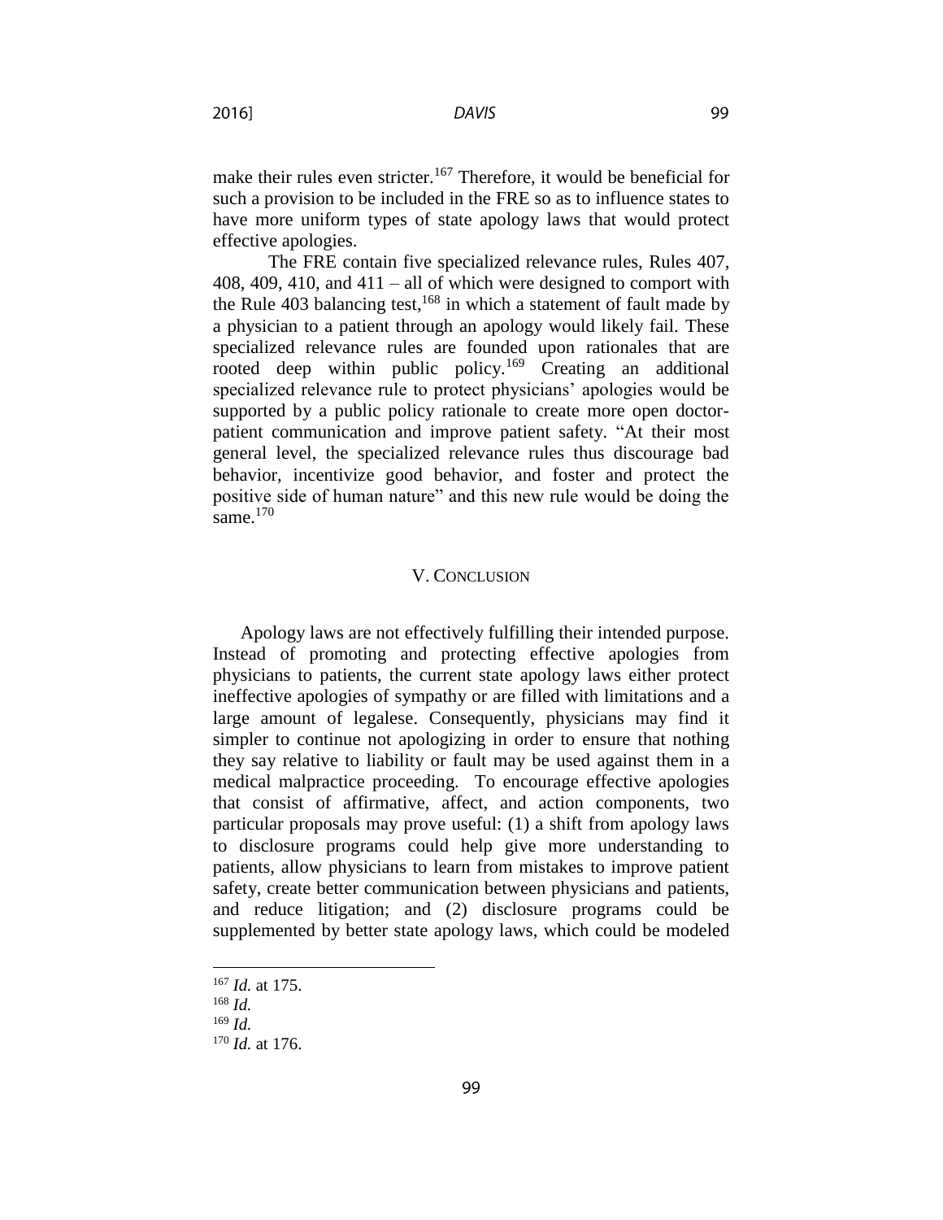make their rules even stricter.[167] Therefore, it would be beneficial for such a provision to be included in the FRE so as to influence states to have more uniform types of state apology laws that would protect effective apologies.

The FRE contain five specialized relevance rules, Rules 407, 408, 409, 410, and 411 – all of which were designed to comport with the Rule 403 balancing test,[168] in which a statement of fault made by a physician to a patient through an apology would likely fail. These specialized relevance rules are founded upon rationales that are rooted deep within public policy.[169] Creating an additional specialized relevance rule to protect physicians' apologies would be supported by a public policy rationale to create more open doctor-patient communication and improve patient safety. "At their most general level, the specialized relevance rules thus discourage bad behavior, incentivize good behavior, and foster and protect the positive side of human nature" and this new rule would be doing the same.[170]

## V. CONCLUSION

Apology laws are not effectively fulfilling their intended purpose. Instead of promoting and protecting effective apologies from physicians to patients, the current state apology laws either protect ineffective apologies of sympathy or are filled with limitations and a large amount of legalese. Consequently, physicians may find it simpler to continue not apologizing in order to ensure that nothing they say relative to liability or fault may be used against them in a medical malpractice proceeding. To encourage effective apologies that consist of affirmative, affect, and action components, two particular proposals may prove useful: (1) a shift from apology laws to disclosure programs could help give more understanding to patients, allow physicians to learn from mistakes to improve patient safety, create better communication between physicians and patients, and reduce litigation; and (2) disclosure programs could be supplemented by better state apology laws, which could be modeled

---

[167] *Id.* at 175.

[168] *Id.*

[169] *Id.*

[170] *Id.* at 176.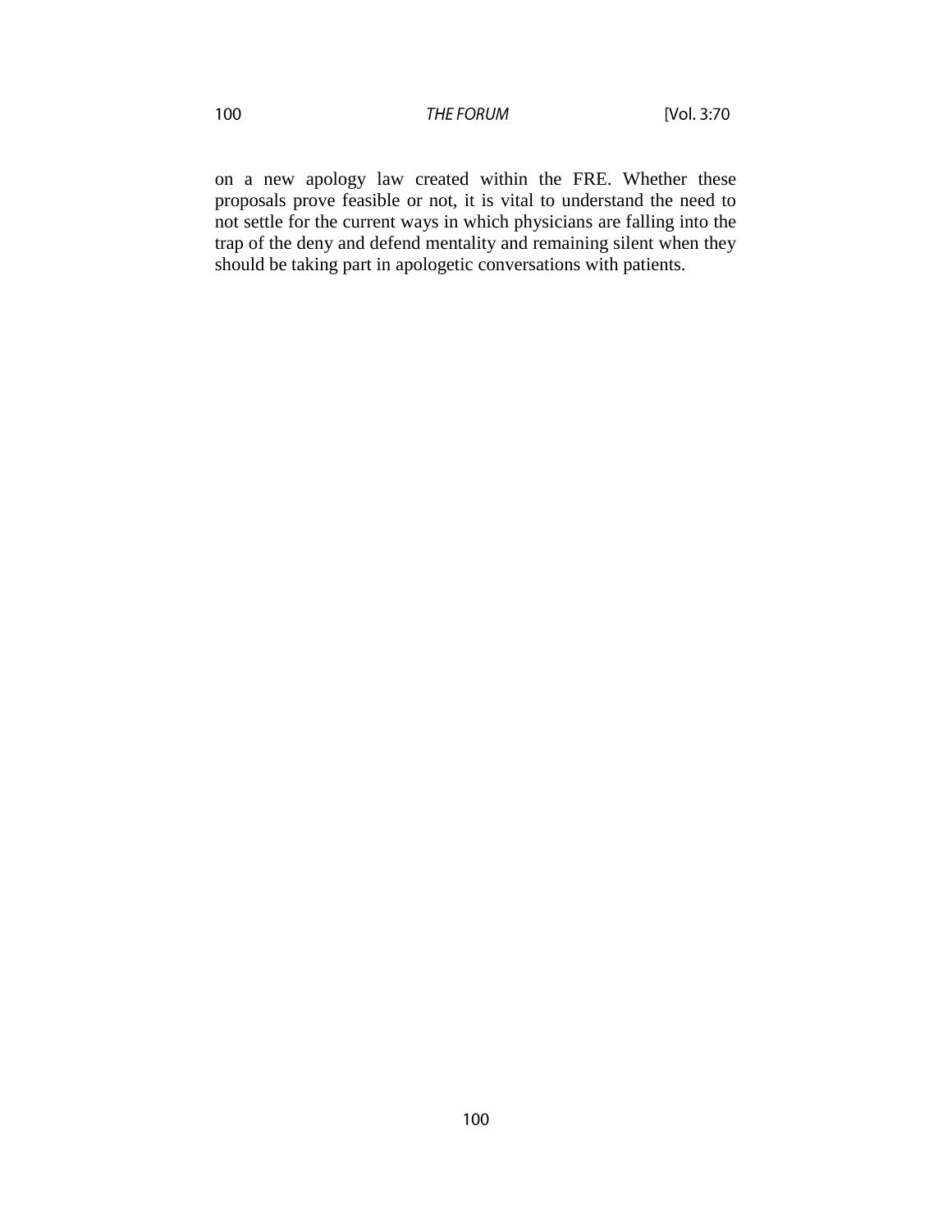on a new apology law created within the FRE. Whether these proposals prove feasible or not, it is vital to understand the need to not settle for the current ways in which physicians are falling into the trap of the deny and defend mentality and remaining silent when they should be taking part in apologetic conversations with patients.